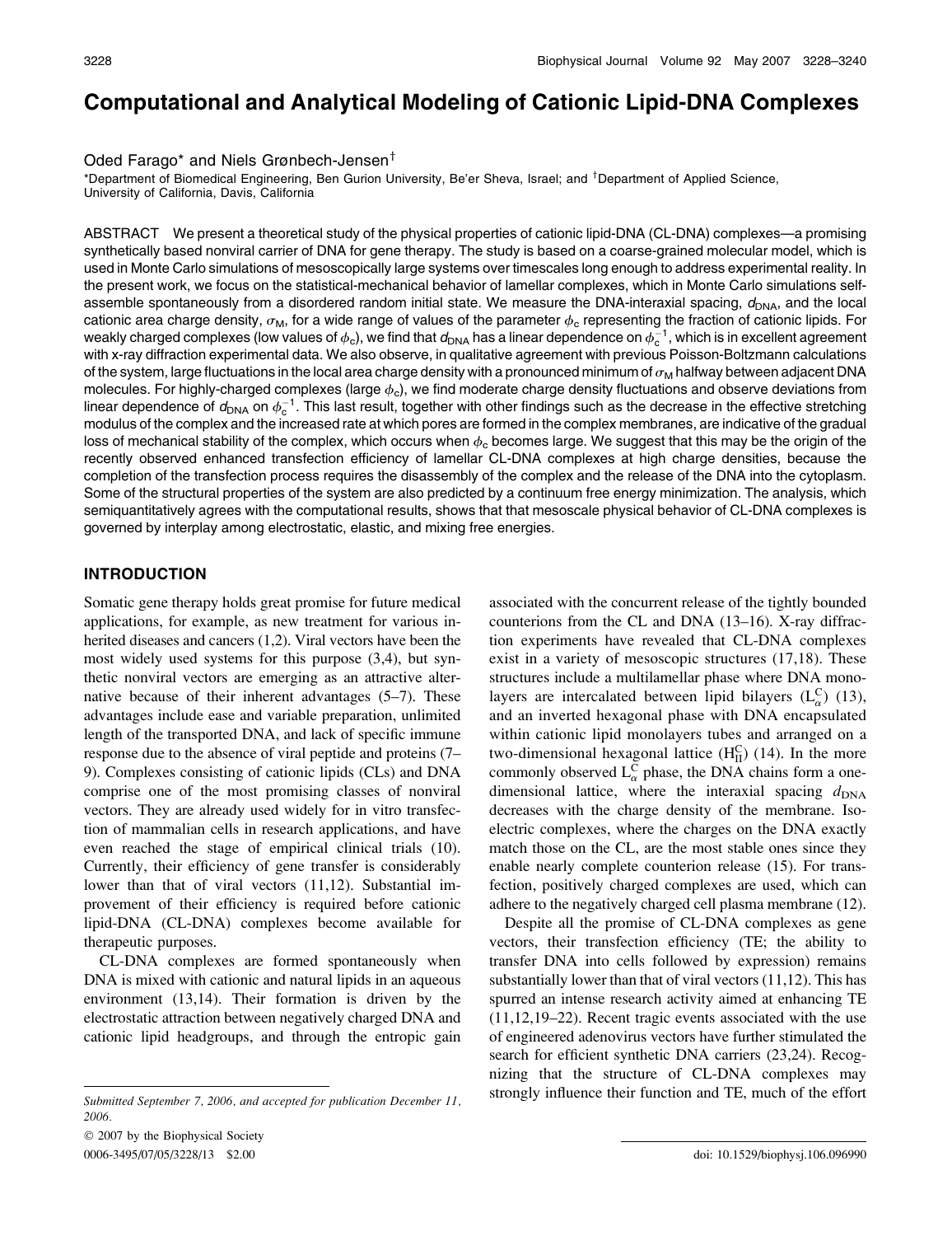# Computational and Analytical Modeling of Cationic Lipid-DNA Complexes

Oded Farago* and Niels Grønbech-Jensen†

*Department of Biomedical Engineering, Ben Gurion University, Be'er Sheva, Israel; and †Department of Applied Science, University of California, Davis, California

ABSTRACT We present a theoretical study of the physical properties of cationic lipid-DNA (CL-DNA) complexes—a promising synthetically based nonviral carrier of DNA for gene therapy. The study is based on a coarse-grained molecular model, which is used in Monte Carlo simulations of mesoscopically large systems over timescales long enough to address experimental reality. In the present work, we focus on the statistical-mechanical behavior of lamellar complexes, which in Monte Carlo simulations self-assemble spontaneously from a disordered random initial state. We measure the DNA-interaxial spacing, $d_{\mathrm{DNA}}$, and the local cationic area charge density, $\sigma_{\mathrm{M}}$, for a wide range of values of the parameter $\phi_{\mathrm{c}}$ representing the fraction of cationic lipids. For weakly charged complexes (low values of $\phi_{\mathrm{c}}$), we find that $d_{\mathrm{DNA}}$ has a linear dependence on $\phi_{\mathrm{c}}^{-1}$, which is in excellent agreement with x-ray diffraction experimental data. We also observe, in qualitative agreement with previous Poisson-Boltzmann calculations of the system, large fluctuations in the local area charge density with a pronounced minimum of $\sigma_{\mathrm{M}}$ halfway between adjacent DNA molecules. For highly-charged complexes (large $\phi_{\mathrm{c}}$), we find moderate charge density fluctuations and observe deviations from linear dependence of $d_{\mathrm{DNA}}$ on $\phi_{\mathrm{c}}^{-1}$. This last result, together with other findings such as the decrease in the effective stretching modulus of the complex and the increased rate at which pores are formed in the complex membranes, are indicative of the gradual loss of mechanical stability of the complex, which occurs when $\phi_{\mathrm{c}}$ becomes large. We suggest that this may be the origin of the recently observed enhanced transfection efficiency of lamellar CL-DNA complexes at high charge densities, because the completion of the transfection process requires the disassembly of the complex and the release of the DNA into the cytoplasm. Some of the structural properties of the system are also predicted by a continuum free energy minimization. The analysis, which semiquantitatively agrees with the computational results, shows that mesoscale physical behavior of CL-DNA complexes is governed by interplay among electrostatic, elastic, and mixing free energies.

## INTRODUCTION

Somatic gene therapy holds great promise for future medical applications, for example, as new treatment for various inherited diseases and cancers (1,2). Viral vectors have been the most widely used systems for this purpose (3,4), but synthetic nonviral vectors are emerging as an attractive alternative because of their inherent advantages (5–7). These advantages include ease and variable preparation, unlimited length of the transported DNA, and lack of specific immune response due to the absence of viral peptide and proteins (7–9). Complexes consisting of cationic lipids (CLs) and DNA comprise one of the most promising classes of nonviral vectors. They are already used widely for in vitro transfection of mammalian cells in research applications, and have even reached the stage of empirical clinical trials (10). Currently, their efficiency of gene transfer is considerably lower than that of viral vectors (11,12). Substantial improvement of their efficiency is required before cationic lipid-DNA (CL-DNA) complexes become available for therapeutic purposes.

CL-DNA complexes are formed spontaneously when DNA is mixed with cationic and natural lipids in an aqueous environment (13,14). Their formation is driven by the electrostatic attraction between negatively charged DNA and cationic lipid headgroups, and through the entropic gain associated with the concurrent release of the tightly bounded counterions from the CL and DNA (13–16). X-ray diffraction experiments have revealed that CL-DNA complexes exist in a variety of mesoscopic structures (17,18). These structures include a multilamellar phase where DNA monolayers are intercalated between lipid bilayers ($\mathrm{L}_{\alpha}^{\mathrm{C}}$) (13), and an inverted hexagonal phase with DNA encapsulated within cationic lipid monolayers tubes and arranged on a two-dimensional hexagonal lattice ($\mathrm{H}_{\mathrm{II}}^{\mathrm{C}}$) (14). In the more commonly observed $\mathrm{L}_{\alpha}^{\mathrm{C}}$ phase, the DNA chains form a one-dimensional lattice, where the interaxial spacing $d_{\mathrm{DNA}}$ decreases with the charge density of the membrane. Isoelectric complexes, where the charges on the DNA exactly match those on the CL, are the most stable ones since they enable nearly complete counterion release (15). For transfection, positively charged complexes are used, which can adhere to the negatively charged cell plasma membrane (12).

Despite all the promise of CL-DNA complexes as gene vectors, their transfection efficiency (TE; the ability to transfer DNA into cells followed by expression) remains substantially lower than that of viral vectors (11,12). This has spurred an intense research activity aimed at enhancing TE (11,12,19–22). Recent tragic events associated with the use of engineered adenovirus vectors have further stimulated the search for efficient synthetic DNA carriers (23,24). Recognizing that the structure of CL-DNA complexes may strongly influence their function and TE, much of the effort

*Submitted September 7, 2006, and accepted for publication December 11, 2006.*

© 2007 by the Biophysical Society

0006-3495/07/05/3228/13 $2.00

doi: 10.1529/biophysj.106.096990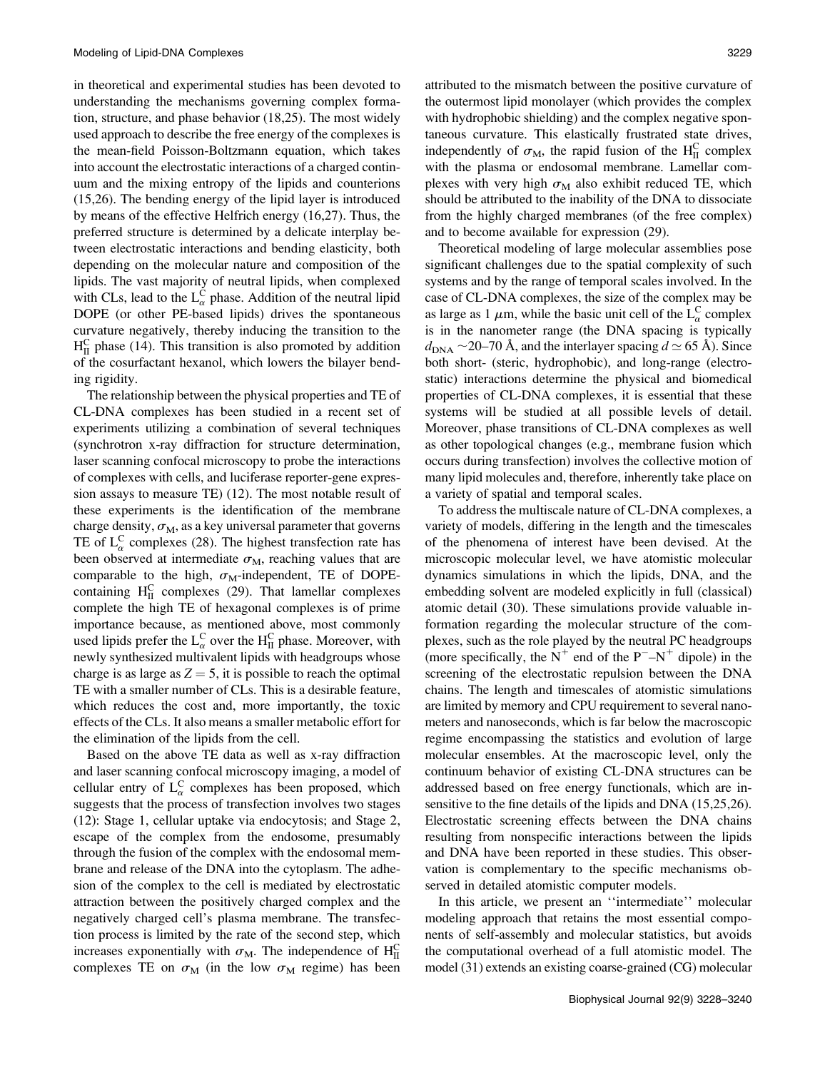in theoretical and experimental studies has been devoted to understanding the mechanisms governing complex formation, structure, and phase behavior (18,25). The most widely used approach to describe the free energy of the complexes is the mean-field Poisson-Boltzmann equation, which takes into account the electrostatic interactions of a charged continuum and the mixing entropy of the lipids and counterions (15,26). The bending energy of the lipid layer is introduced by means of the effective Helfrich energy (16,27). Thus, the preferred structure is determined by a delicate interplay between electrostatic interactions and bending elasticity, both depending on the molecular nature and composition of the lipids. The vast majority of neutral lipids, when complexed with CLs, lead to the $L_{\alpha}^{C}$ phase. Addition of the neutral lipid DOPE (or other PE-based lipids) drives the spontaneous curvature negatively, thereby inducing the transition to the $H_{II}^{C}$ phase (14). This transition is also promoted by addition of the cosurfactant hexanol, which lowers the bilayer bending rigidity.

The relationship between the physical properties and TE of CL-DNA complexes has been studied in a recent set of experiments utilizing a combination of several techniques (synchrotron x-ray diffraction for structure determination, laser scanning confocal microscopy to probe the interactions of complexes with cells, and luciferase reporter-gene expression assays to measure TE) (12). The most notable result of these experiments is the identification of the membrane charge density, $\sigma_M$, as a key universal parameter that governs TE of $L_{\alpha}^{C}$ complexes (28). The highest transfection rate has been observed at intermediate $\sigma_M$, reaching values that are comparable to the high, $\sigma_M$-independent, TE of DOPE-containing $H_{II}^{C}$ complexes (29). That lamellar complexes complete the high TE of hexagonal complexes is of prime importance because, as mentioned above, most commonly used lipids prefer the $L_{\alpha}^{C}$ over the $H_{II}^{C}$ phase. Moreover, with newly synthesized multivalent lipids with headgroups whose charge is as large as $Z = 5$, it is possible to reach the optimal TE with a smaller number of CLs. This is a desirable feature, which reduces the cost and, more importantly, the toxic effects of the CLs. It also means a smaller metabolic effort for the elimination of the lipids from the cell.

Based on the above TE data as well as x-ray diffraction and laser scanning confocal microscopy imaging, a model of cellular entry of $L_{\alpha}^{C}$ complexes has been proposed, which suggests that the process of transfection involves two stages (12): Stage 1, cellular uptake via endocytosis; and Stage 2, escape of the complex from the endosome, presumably through the fusion of the complex with the endosomal membrane and release of the DNA into the cytoplasm. The adhesion of the complex to the cell is mediated by electrostatic attraction between the positively charged complex and the negatively charged cell's plasma membrane. The transfection process is limited by the rate of the second step, which increases exponentially with $\sigma_M$. The independence of $H_{II}^{C}$ complexes TE on $\sigma_M$ (in the low $\sigma_M$ regime) has been attributed to the mismatch between the positive curvature of the outermost lipid monolayer (which provides the complex with hydrophobic shielding) and the complex negative spontaneous curvature. This elastically frustrated state drives, independently of $\sigma_M$, the rapid fusion of the $H_{II}^{C}$ complex with the plasma or endosomal membrane. Lamellar complexes with very high $\sigma_M$ also exhibit reduced TE, which should be attributed to the inability of the DNA to dissociate from the highly charged membranes (of the free complex) and to become available for expression (29).

Theoretical modeling of large molecular assemblies pose significant challenges due to the spatial complexity of such systems and by the range of temporal scales involved. In the case of CL-DNA complexes, the size of the complex may be as large as 1 $\mu$m, while the basic unit cell of the $L_{\alpha}^{C}$ complex is in the nanometer range (the DNA spacing is typically $d_{DNA}$ ~20–70 Å, and the interlayer spacing $d \simeq 65$ Å). Since both short- (steric, hydrophobic), and long-range (electrostatic) interactions determine the physical and biomedical properties of CL-DNA complexes, it is essential that these systems will be studied at all possible levels of detail. Moreover, phase transitions of CL-DNA complexes as well as other topological changes (e.g., membrane fusion which occurs during transfection) involves the collective motion of many lipid molecules and, therefore, inherently take place on a variety of spatial and temporal scales.

To address the multiscale nature of CL-DNA complexes, a variety of models, differing in the length and the timescales of the phenomena of interest have been devised. At the microscopic molecular level, we have atomistic molecular dynamics simulations in which the lipids, DNA, and the embedding solvent are modeled explicitly in full (classical) atomic detail (30). These simulations provide valuable information regarding the molecular structure of the complexes, such as the role played by the neutral PC headgroups (more specifically, the $N^{+}$ end of the $P^{-}$–$N^{+}$ dipole) in the screening of the electrostatic repulsion between the DNA chains. The length and timescales of atomistic simulations are limited by memory and CPU requirement to several nanometers and nanoseconds, which is far below the macroscopic regime encompassing the statistics and evolution of large molecular ensembles. At the macroscopic level, only the continuum behavior of existing CL-DNA structures can be addressed based on free energy functionals, which are insensitive to the fine details of the lipids and DNA (15,25,26). Electrostatic screening effects between the DNA chains resulting from nonspecific interactions between the lipids and DNA have been reported in these studies. This observation is complementary to the specific mechanisms observed in detailed atomistic computer models.

In this article, we present an ''intermediate'' molecular modeling approach that retains the most essential components of self-assembly and molecular statistics, but avoids the computational overhead of a full atomistic model. The model (31) extends an existing coarse-grained (CG) molecular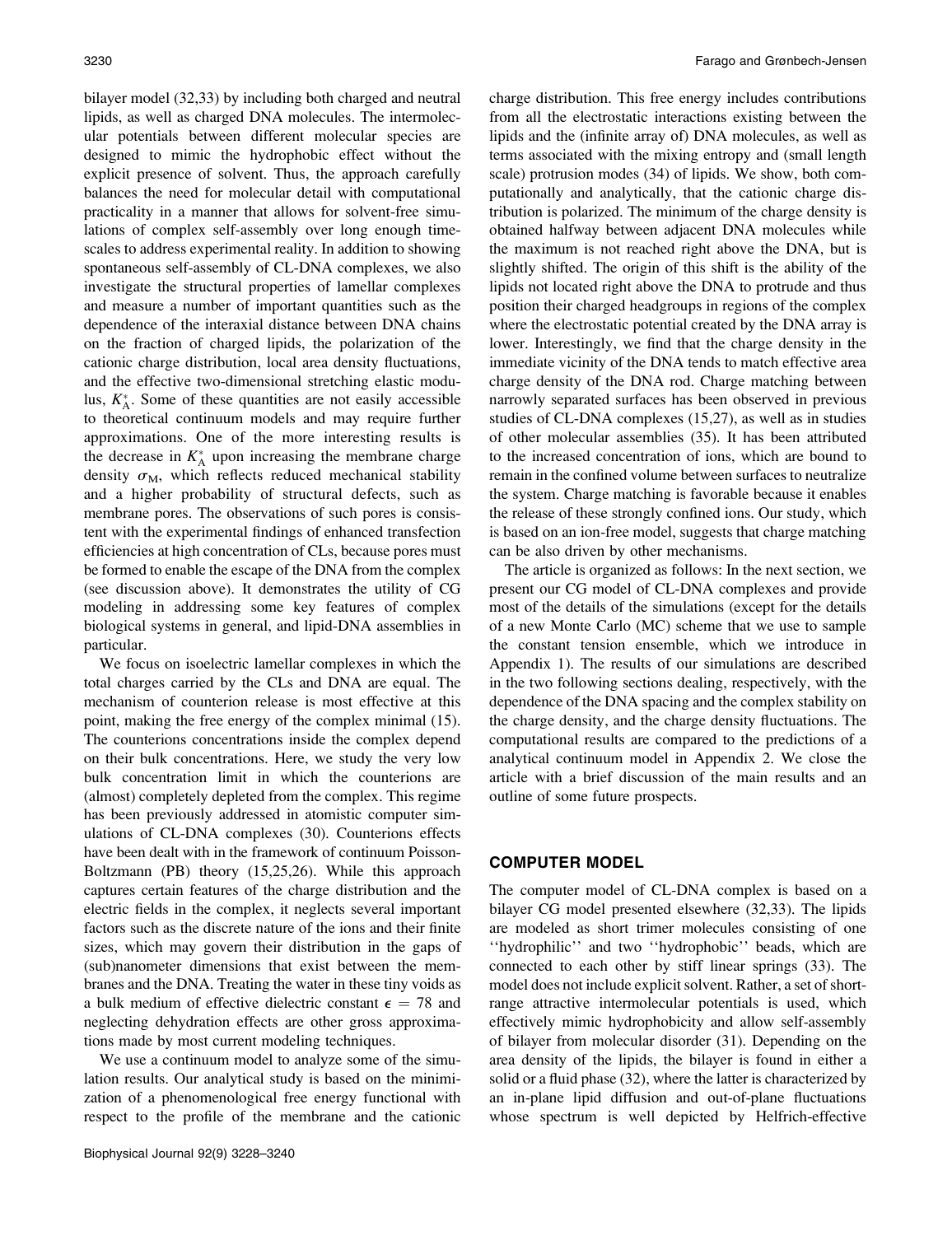bilayer model (32,33) by including both charged and neutral lipids, as well as charged DNA molecules. The intermolecular potentials between different molecular species are designed to mimic the hydrophobic effect without the explicit presence of solvent. Thus, the approach carefully balances the need for molecular detail with computational practicality in a manner that allows for solvent-free simulations of complex self-assembly over long enough timescales to address experimental reality. In addition to showing spontaneous self-assembly of CL-DNA complexes, we also investigate the structural properties of lamellar complexes and measure a number of important quantities such as the dependence of the interaxial distance between DNA chains on the fraction of charged lipids, the polarization of the cationic charge distribution, local area density fluctuations, and the effective two-dimensional stretching elastic modulus, $K_A^*$. Some of these quantities are not easily accessible to theoretical continuum models and may require further approximations. One of the more interesting results is the decrease in $K_A^*$ upon increasing the membrane charge density $\sigma_M$, which reflects reduced mechanical stability and a higher probability of structural defects, such as membrane pores. The observations of such pores is consistent with the experimental findings of enhanced transfection efficiencies at high concentration of CLs, because pores must be formed to enable the escape of the DNA from the complex (see discussion above). It demonstrates the utility of CG modeling in addressing some key features of complex biological systems in general, and lipid-DNA assemblies in particular.

We focus on isoelectric lamellar complexes in which the total charges carried by the CLs and DNA are equal. The mechanism of counterion release is most effective at this point, making the free energy of the complex minimal (15). The counterions concentrations inside the complex depend on their bulk concentrations. Here, we study the very low bulk concentration limit in which the counterions are (almost) completely depleted from the complex. This regime has been previously addressed in atomistic computer simulations of CL-DNA complexes (30). Counterions effects have been dealt with in the framework of continuum Poisson-Boltzmann (PB) theory (15,25,26). While this approach captures certain features of the charge distribution and the electric fields in the complex, it neglects several important factors such as the discrete nature of the ions and their finite sizes, which may govern their distribution in the gaps of (sub)nanometer dimensions that exist between the membranes and the DNA. Treating the water in these tiny voids as a bulk medium of effective dielectric constant $\epsilon = 78$ and neglecting dehydration effects are other gross approximations made by most current modeling techniques.

We use a continuum model to analyze some of the simulation results. Our analytical study is based on the minimization of a phenomenological free energy functional with respect to the profile of the membrane and the cationic charge distribution. This free energy includes contributions from all the electrostatic interactions existing between the lipids and the (infinite array of) DNA molecules, as well as terms associated with the mixing entropy and (small length scale) protrusion modes (34) of lipids. We show, both computationally and analytically, that the cationic charge distribution is polarized. The minimum of the charge density is obtained halfway between adjacent DNA molecules while the maximum is not reached right above the DNA, but is slightly shifted. The origin of this shift is the ability of the lipids not located right above the DNA to protrude and thus position their charged headgroups in regions of the complex where the electrostatic potential created by the DNA array is lower. Interestingly, we find that the charge density in the immediate vicinity of the DNA tends to match effective area charge density of the DNA rod. Charge matching between narrowly separated surfaces has been observed in previous studies of CL-DNA complexes (15,27), as well as in studies of other molecular assemblies (35). It has been attributed to the increased concentration of ions, which are bound to remain in the confined volume between surfaces to neutralize the system. Charge matching is favorable because it enables the release of these strongly confined ions. Our study, which is based on an ion-free model, suggests that charge matching can be also driven by other mechanisms.

The article is organized as follows: In the next section, we present our CG model of CL-DNA complexes and provide most of the details of the simulations (except for the details of a new Monte Carlo (MC) scheme that we use to sample the constant tension ensemble, which we introduce in Appendix 1). The results of our simulations are described in the two following sections dealing, respectively, with the dependence of the DNA spacing and the complex stability on the charge density, and the charge density fluctuations. The computational results are compared to the predictions of a analytical continuum model in Appendix 2. We close the article with a brief discussion of the main results and an outline of some future prospects.

## COMPUTER MODEL

The computer model of CL-DNA complex is based on a bilayer CG model presented elsewhere (32,33). The lipids are modeled as short trimer molecules consisting of one "hydrophilic" and two "hydrophobic" beads, which are connected to each other by stiff linear springs (33). The model does not include explicit solvent. Rather, a set of short-range attractive intermolecular potentials is used, which effectively mimic hydrophobicity and allow self-assembly of bilayer from molecular disorder (31). Depending on the area density of the lipids, the bilayer is found in either a solid or a fluid phase (32), where the latter is characterized by an in-plane lipid diffusion and out-of-plane fluctuations whose spectrum is well depicted by Helfrich-effective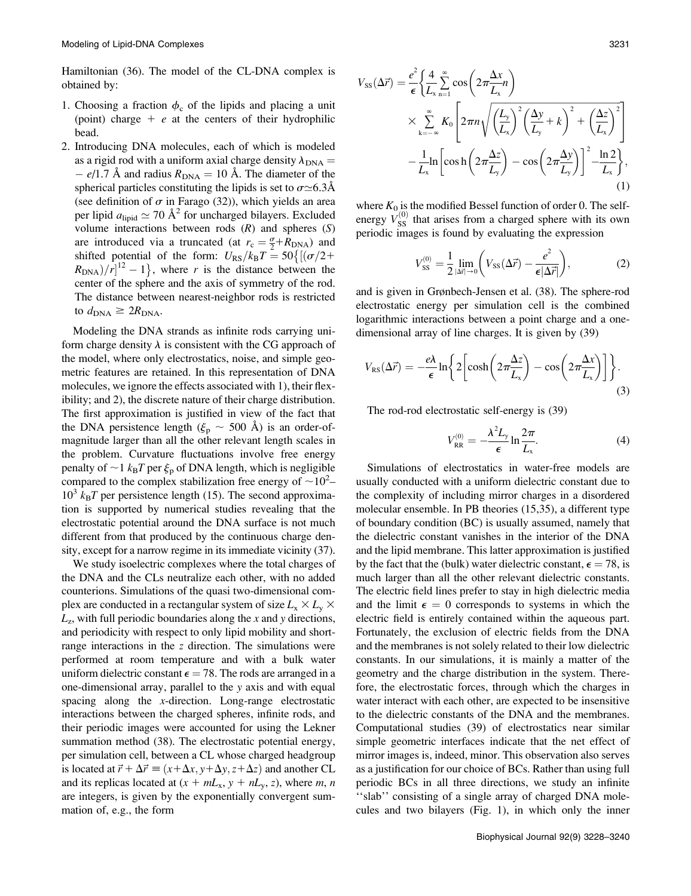Hamiltonian (36). The model of the CL-DNA complex is obtained by:

1. Choosing a fraction $\phi_c$ of the lipids and placing a unit (point) charge $+e$ at the centers of their hydrophilic bead.
2. Introducing DNA molecules, each of which is modeled as a rigid rod with a uniform axial charge density $\lambda_{DNA} = -e/1.7$ Å and radius $R_{DNA} = 10$ Å. The diameter of the spherical particles constituting the lipids is set to $\sigma \simeq 6.3$Å (see definition of $\sigma$ in Farago (32)), which yields an area per lipid $a_{lipid} \simeq 70$ Å$^2$ for uncharged bilayers. Excluded volume interactions between rods ($R$) and spheres ($S$) are introduced via a truncated (at $r_c = \frac{\sigma}{2} + R_{DNA}$) and shifted potential of the form: $U_{RS}/k_BT = 50\{[(\sigma/2 + R_{DNA})/r]^{12} - 1\}$, where $r$ is the distance between the center of the sphere and the axis of symmetry of the rod. The distance between nearest-neighbor rods is restricted to $d_{DNA} \geq 2R_{DNA}$.

Modeling the DNA strands as infinite rods carrying uniform charge density $\lambda$ is consistent with the CG approach of the model, where only electrostatics, noise, and simple geometric features are retained. In this representation of DNA molecules, we ignore the effects associated with 1), their flexibility; and 2), the discrete nature of their charge distribution. The first approximation is justified in view of the fact that the DNA persistence length ($\xi_p \sim 500$ Å) is an order-of-magnitude larger than all the other relevant length scales in the problem. Curvature fluctuations involve free energy penalty of $\sim 1$ $k_BT$ per $\xi_p$ of DNA length, which is negligible compared to the complex stabilization free energy of $\sim 10^2$–$10^3$ $k_BT$ per persistence length (15). The second approximation is supported by numerical studies revealing that the electrostatic potential around the DNA surface is not much different from that produced by the continuous charge density, except for a narrow regime in its immediate vicinity (37).

We study isoelectric complexes where the total charges of the DNA and the CLs neutralize each other, with no added counterions. Simulations of the quasi two-dimensional complex are conducted in a rectangular system of size $L_x \times L_y \times L_z$, with full periodic boundaries along the $x$ and $y$ directions, and periodicity with respect to only lipid mobility and short-range interactions in the $z$ direction. The simulations were performed at room temperature and with a bulk water uniform dielectric constant $\epsilon = 78$. The rods are arranged in a one-dimensional array, parallel to the $y$ axis and with equal spacing along the $x$-direction. Long-range electrostatic interactions between the charged spheres, infinite rods, and their periodic images were accounted for using the Lekner summation method (38). The electrostatic potential energy, per simulation cell, between a CL whose charged headgroup is located at $\vec{r} + \Delta\vec{r} \equiv (x+\Delta x, y+\Delta y, z+\Delta z)$ and another CL and its replicas located at $(x + mL_x, y + nL_y, z)$, where $m, n$ are integers, is given by the exponentially convergent summation of, e.g., the form

$$V_{SS}(\Delta\vec{r}) = \frac{e^2}{\epsilon}\left\{\frac{4}{L_x}\sum_{n=1}^{\infty}\cos\left(2\pi\frac{\Delta x}{L_x}n\right) \times \sum_{k=-\infty}^{\infty} K_0\left[2\pi n\sqrt{\left(\frac{L_y}{L_x}\right)^2\left(\frac{\Delta y}{L_y}+k\right)^2+\left(\frac{\Delta z}{L_x}\right)^2}\right] - \frac{1}{L_x}\ln\left[\cosh\left(2\pi\frac{\Delta z}{L_y}\right)-\cos\left(2\pi\frac{\Delta y}{L_y}\right)\right]^2 - \frac{\ln 2}{L_x}\right\}, \tag{1}$$

where $K_0$ is the modified Bessel function of order 0. The self-energy $V_{SS}^{(0)}$ that arises from a charged sphere with its own periodic images is found by evaluating the expression

$$V_{SS}^{(0)} = \frac{1}{2}\lim_{|\Delta\vec{r}|\to 0}\left(V_{SS}(\Delta\vec{r}) - \frac{e^2}{\epsilon|\Delta\vec{r}|}\right), \tag{2}$$

and is given in Grønbech-Jensen et al. (38). The sphere-rod electrostatic energy per simulation cell is the combined logarithmic interactions between a point charge and a one-dimensional array of line charges. It is given by (39)

$$V_{RS}(\Delta\vec{r}) = -\frac{e\lambda}{\epsilon}\ln\left\{2\left[\cosh\left(2\pi\frac{\Delta z}{L_x}\right) - \cos\left(2\pi\frac{\Delta x}{L_x}\right)\right]\right\}. \tag{3}$$

The rod-rod electrostatic self-energy is (39)

$$V_{RR}^{(0)} = -\frac{\lambda^2 L_y}{\epsilon}\ln\frac{2\pi}{L_x}. \tag{4}$$

Simulations of electrostatics in water-free models are usually conducted with a uniform dielectric constant due to the complexity of including mirror charges in a disordered molecular ensemble. In PB theories (15,35), a different type of boundary condition (BC) is usually assumed, namely that the dielectric constant vanishes in the interior of the DNA and the lipid membrane. This latter approximation is justified by the fact that the (bulk) water dielectric constant, $\epsilon = 78$, is much larger than all the other relevant dielectric constants. The electric field lines prefer to stay in high dielectric media and the limit $\epsilon = 0$ corresponds to systems in which the electric field is entirely contained within the aqueous part. Fortunately, the exclusion of electric fields from the DNA and the membranes is not solely related to their low dielectric constants. In our simulations, it is mainly a matter of the geometry and the charge distribution in the system. Therefore, the electrostatic forces, through which the charges in water interact with each other, are expected to be insensitive to the dielectric constants of the DNA and the membranes. Computational studies (39) of electrostatics near similar simple geometric interfaces indicate that the net effect of mirror images is, indeed, minor. This observation also serves as a justification for our choice of BCs. Rather than using full periodic BCs in all three directions, we study an infinite ''slab'' consisting of a single array of charged DNA molecules and two bilayers (Fig. 1), in which only the inner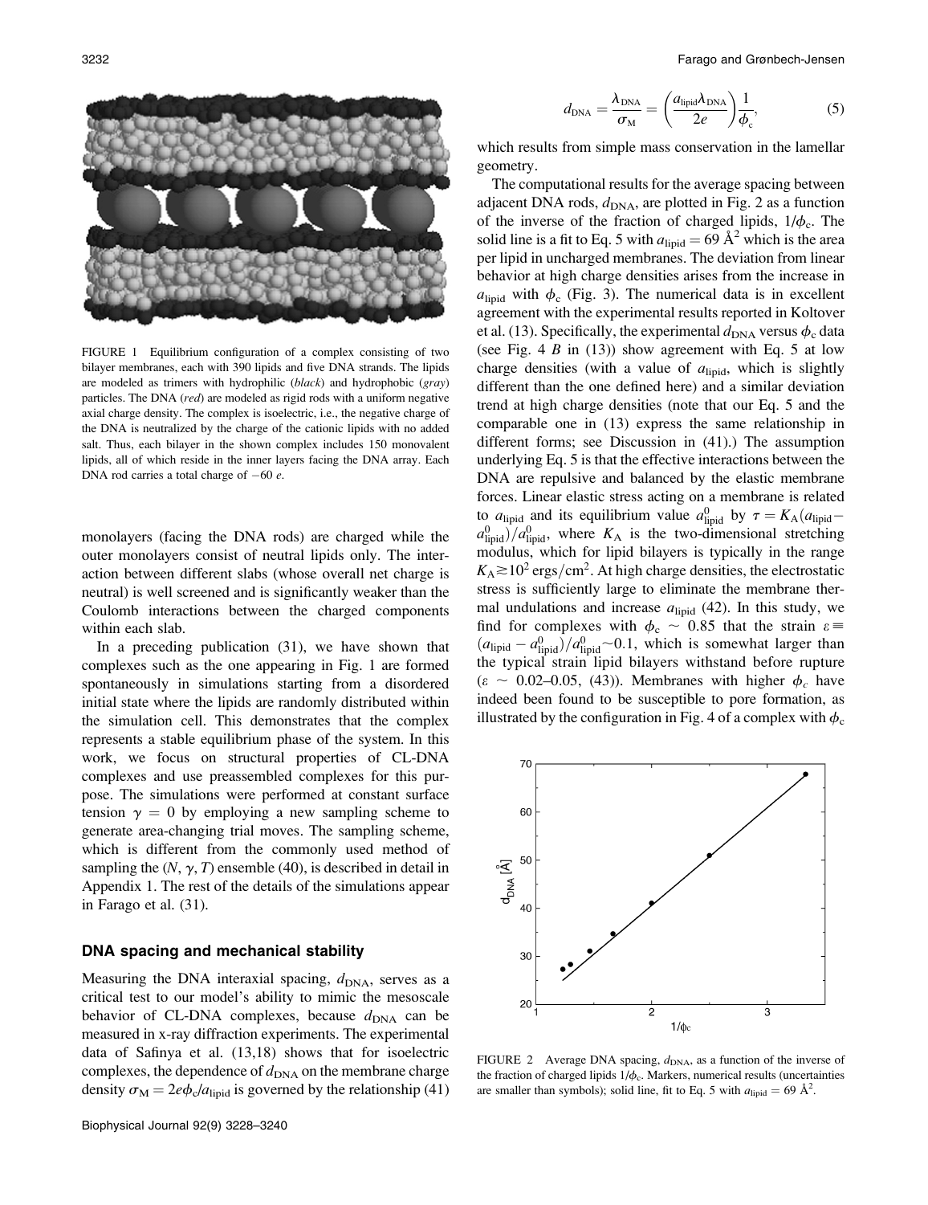FIGURE 1 Equilibrium configuration of a complex consisting of two bilayer membranes, each with 390 lipids and five DNA strands. The lipids are modeled as trimers with hydrophilic (*black*) and hydrophobic (*gray*) particles. The DNA (*red*) are modeled as rigid rods with a uniform negative axial charge density. The complex is isoelectric, i.e., the negative charge of the DNA is neutralized by the charge of the cationic lipids with no added salt. Thus, each bilayer in the shown complex includes 150 monovalent lipids, all of which reside in the inner layers facing the DNA array. Each DNA rod carries a total charge of $-60$ *e*.

monolayers (facing the DNA rods) are charged while the outer monolayers consist of neutral lipids only. The interaction between different slabs (whose overall net charge is neutral) is well screened and is significantly weaker than the Coulomb interactions between the charged components within each slab.

In a preceding publication (31), we have shown that complexes such as the one appearing in Fig. 1 are formed spontaneously in simulations starting from a disordered initial state where the lipids are randomly distributed within the simulation cell. This demonstrates that the complex represents a stable equilibrium phase of the system. In this work, we focus on structural properties of CL-DNA complexes and use preassembled complexes for this purpose. The simulations were performed at constant surface tension $\gamma = 0$ by employing a new sampling scheme to generate area-changing trial moves. The sampling scheme, which is different from the commonly used method of sampling the $(N, \gamma, T)$ ensemble (40), is described in detail in Appendix 1. The rest of the details of the simulations appear in Farago et al. (31).

### DNA spacing and mechanical stability

Measuring the DNA interaxial spacing, $d_{\rm DNA}$, serves as a critical test to our model's ability to mimic the mesoscale behavior of CL-DNA complexes, because $d_{\rm DNA}$ can be measured in x-ray diffraction experiments. The experimental data of Safinya et al. (13,18) shows that for isoelectric complexes, the dependence of $d_{\rm DNA}$ on the membrane charge density $\sigma_{\rm M} = 2e\phi_{\rm c}/a_{\rm lipid}$ is governed by the relationship (41)

$$d_{\rm DNA} = \frac{\lambda_{\rm DNA}}{\sigma_{\rm M}} = \left(\frac{a_{\rm lipid}\lambda_{\rm DNA}}{2e}\right)\frac{1}{\phi_{\rm c}}, \tag{5}$$

which results from simple mass conservation in the lamellar geometry.

The computational results for the average spacing between adjacent DNA rods, $d_{\rm DNA}$, are plotted in Fig. 2 as a function of the inverse of the fraction of charged lipids, $1/\phi_{\rm c}$. The solid line is a fit to Eq. 5 with $a_{\rm lipid} = 69$ Å$^2$ which is the area per lipid in uncharged membranes. The deviation from linear behavior at high charge densities arises from the increase in $a_{\rm lipid}$ with $\phi_{\rm c}$ (Fig. 3). The numerical data is in excellent agreement with the experimental results reported in Koltover et al. (13). Specifically, the experimental $d_{\rm DNA}$ versus $\phi_{\rm c}$ data (see Fig. 4 *B* in (13)) show agreement with Eq. 5 at low charge densities (with a value of $a_{\rm lipid}$, which is slightly different than the one defined here) and a similar deviation trend at high charge densities (note that our Eq. 5 and the comparable one in (13) express the same relationship in different forms; see Discussion in (41).) The assumption underlying Eq. 5 is that the effective interactions between the DNA are repulsive and balanced by the elastic membrane forces. Linear elastic stress acting on a membrane is related to $a_{\rm lipid}$ and its equilibrium value $a^0_{\rm lipid}$ by $\tau = K_{\rm A}(a_{\rm lipid} - a^0_{\rm lipid})/a^0_{\rm lipid}$, where $K_{\rm A}$ is the two-dimensional stretching modulus, which for lipid bilayers is typically in the range $K_{\rm A} \gtrsim 10^2$ ergs/cm$^2$. At high charge densities, the electrostatic stress is sufficiently large to eliminate the membrane thermal undulations and increase $a_{\rm lipid}$ (42). In this study, we find for complexes with $\phi_{\rm c} \sim 0.85$ that the strain $\varepsilon \equiv (a_{\rm lipid} - a^0_{\rm lipid})/a^0_{\rm lipid} \sim 0.1$, which is somewhat larger than the typical strain lipid bilayers withstand before rupture ($\varepsilon \sim 0.02$–$0.05$, (43)). Membranes with higher $\phi_c$ have indeed been found to be susceptible to pore formation, as illustrated by the configuration in Fig. 4 of a complex with $\phi_{\rm c}$

FIGURE 2 Average DNA spacing, $d_{\rm DNA}$, as a function of the inverse of the fraction of charged lipids $1/\phi_{\rm c}$. Markers, numerical results (uncertainties are smaller than symbols); solid line, fit to Eq. 5 with $a_{\rm lipid} = 69$ Å$^2$.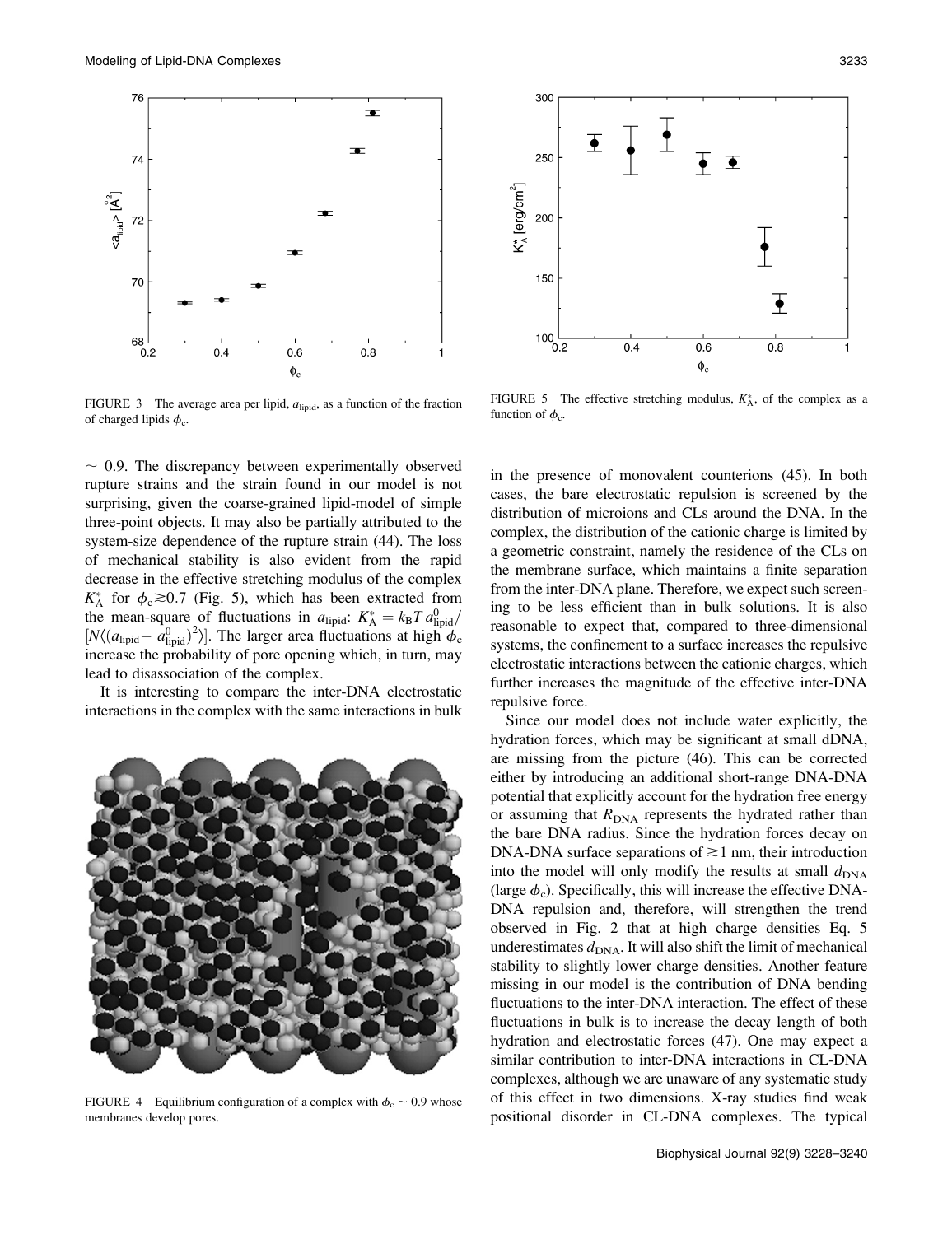FIGURE 3 The average area per lipid, $a_{\text{lipid}}$, as a function of the fraction of charged lipids $\phi_c$.

FIGURE 5 The effective stretching modulus, $K_A^*$, of the complex as a function of $\phi_c$.

FIGURE 4 Equilibrium configuration of a complex with $\phi_c \sim 0.9$ whose membranes develop pores.

$\sim$ 0.9. The discrepancy between experimentally observed rupture strains and the strain found in our model is not surprising, given the coarse-grained lipid-model of simple three-point objects. It may also be partially attributed to the system-size dependence of the rupture strain (44). The loss of mechanical stability is also evident from the rapid decrease in the effective stretching modulus of the complex $K_A^*$ for $\phi_c \gtrsim 0.7$ (Fig. 5), which has been extracted from the mean-square of fluctuations in $a_{\text{lipid}}$: $K_A^* = k_B T\, a_{\text{lipid}}^0 / [N \langle (a_{\text{lipid}} - a_{\text{lipid}}^0)^2 \rangle]$. The larger area fluctuations at high $\phi_c$ increase the probability of pore opening which, in turn, may lead to disassociation of the complex.

It is interesting to compare the inter-DNA electrostatic interactions in the complex with the same interactions in bulk in the presence of monovalent counterions (45). In both cases, the bare electrostatic repulsion is screened by the distribution of microions and CLs around the DNA. In the complex, the distribution of the cationic charge is limited by a geometric constraint, namely the residence of the CLs on the membrane surface, which maintains a finite separation from the inter-DNA plane. Therefore, we expect such screening to be less efficient than in bulk solutions. It is also reasonable to expect that, compared to three-dimensional systems, the confinement to a surface increases the repulsive electrostatic interactions between the cationic charges, which further increases the magnitude of the effective inter-DNA repulsive force.

Since our model does not include water explicitly, the hydration forces, which may be significant at small dDNA, are missing from the picture (46). This can be corrected either by introducing an additional short-range DNA-DNA potential that explicitly account for the hydration free energy or assuming that $R_{\text{DNA}}$ represents the hydrated rather than the bare DNA radius. Since the hydration forces decay on DNA-DNA surface separations of $\gtrsim$1 nm, their introduction into the model will only modify the results at small $d_{\text{DNA}}$ (large $\phi_c$). Specifically, this will increase the effective DNA-DNA repulsion and, therefore, will strengthen the trend observed in Fig. 2 that at high charge densities Eq. 5 underestimates $d_{\text{DNA}}$. It will also shift the limit of mechanical stability to slightly lower charge densities. Another feature missing in our model is the contribution of DNA bending fluctuations to the inter-DNA interaction. The effect of these fluctuations in bulk is to increase the decay length of both hydration and electrostatic forces (47). One may expect a similar contribution to inter-DNA interactions in CL-DNA complexes, although we are unaware of any systematic study of this effect in two dimensions. X-ray studies find weak positional disorder in CL-DNA complexes. The typical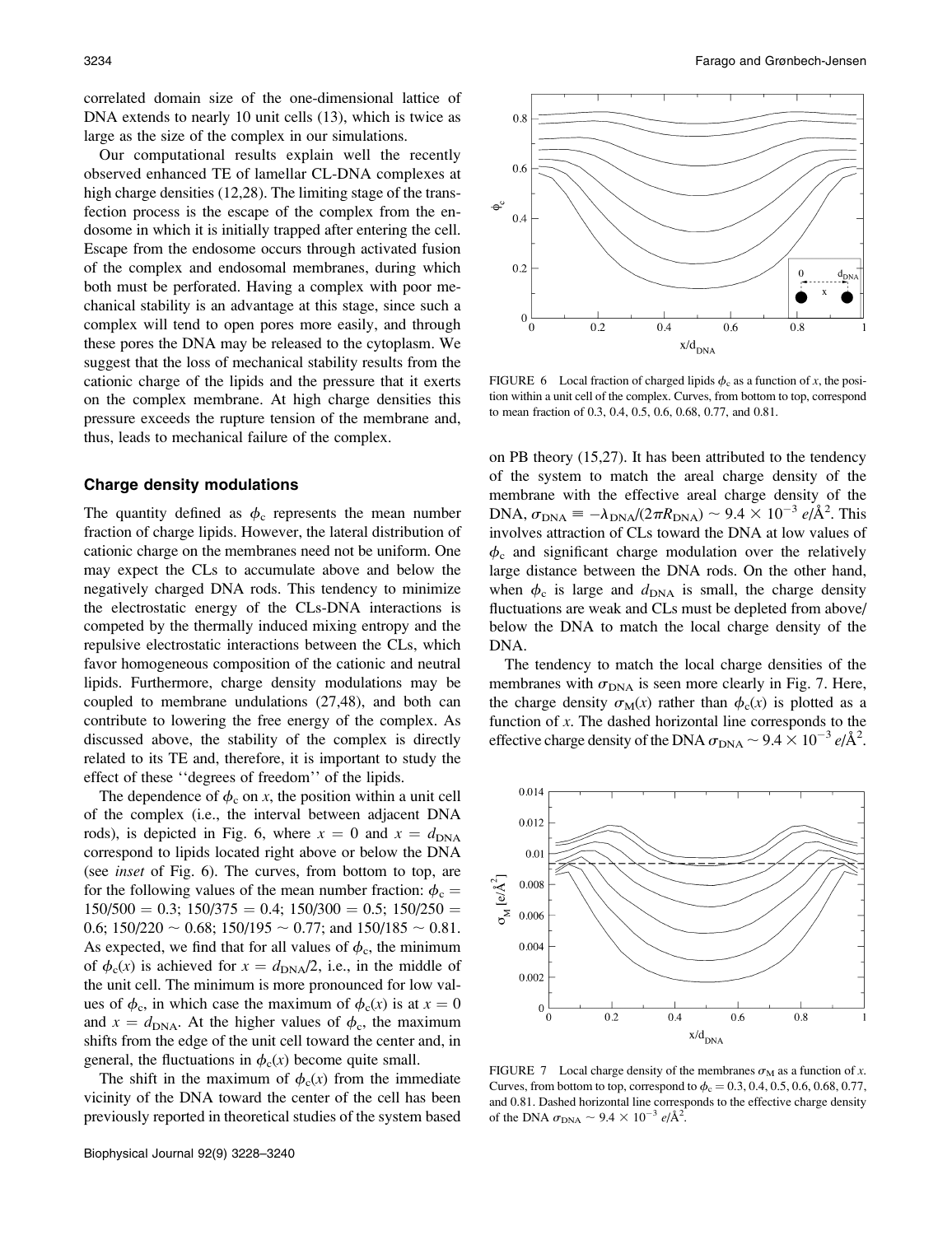correlated domain size of the one-dimensional lattice of DNA extends to nearly 10 unit cells (13), which is twice as large as the size of the complex in our simulations.

Our computational results explain well the recently observed enhanced TE of lamellar CL-DNA complexes at high charge densities (12,28). The limiting stage of the transfection process is the escape of the complex from the endosome in which it is initially trapped after entering the cell. Escape from the endosome occurs through activated fusion of the complex and endosomal membranes, during which both must be perforated. Having a complex with poor mechanical stability is an advantage at this stage, since such a complex will tend to open pores more easily, and through these pores the DNA may be released to the cytoplasm. We suggest that the loss of mechanical stability results from the cationic charge of the lipids and the pressure that it exerts on the complex membrane. At high charge densities this pressure exceeds the rupture tension of the membrane and, thus, leads to mechanical failure of the complex.

### Charge density modulations

The quantity defined as $\phi_c$ represents the mean number fraction of charge lipids. However, the lateral distribution of cationic charge on the membranes need not be uniform. One may expect the CLs to accumulate above and below the negatively charged DNA rods. This tendency to minimize the electrostatic energy of the CLs-DNA interactions is competed by the thermally induced mixing entropy and the repulsive electrostatic interactions between the CLs, which favor homogeneous composition of the cationic and neutral lipids. Furthermore, charge density modulations may be coupled to membrane undulations (27,48), and both can contribute to lowering the free energy of the complex. As discussed above, the stability of the complex is directly related to its TE and, therefore, it is important to study the effect of these ''degrees of freedom'' of the lipids.

The dependence of $\phi_c$ on $x$, the position within a unit cell of the complex (i.e., the interval between adjacent DNA rods), is depicted in Fig. 6, where $x = 0$ and $x = d_{DNA}$ correspond to lipids located right above or below the DNA (see *inset* of Fig. 6). The curves, from bottom to top, are for the following values of the mean number fraction: $\phi_c = 150/500 = 0.3$; $150/375 = 0.4$; $150/300 = 0.5$; $150/250 = 0.6$; $150/220 \sim 0.68$; $150/195 \sim 0.77$; and $150/185 \sim 0.81$. As expected, we find that for all values of $\phi_c$, the minimum of $\phi_c(x)$ is achieved for $x = d_{DNA}/2$, i.e., in the middle of the unit cell. The minimum is more pronounced for low values of $\phi_c$, in which case the maximum of $\phi_c(x)$ is at $x = 0$ and $x = d_{DNA}$. At the higher values of $\phi_c$, the maximum shifts from the edge of the unit cell toward the center and, in general, the fluctuations in $\phi_c(x)$ become quite small.

The shift in the maximum of $\phi_c(x)$ from the immediate vicinity of the DNA toward the center of the cell has been previously reported in theoretical studies of the system based

$\phi_c$

0.8
0.6
0.4
0.2
0

0 0.2 0.4 0.6 0.8 1

$x/d_{DNA}$

0 $d_{DNA}$ x

FIGURE 6 Local fraction of charged lipids $\phi_c$ as a function of $x$, the position within a unit cell of the complex. Curves, from bottom to top, correspond to mean fraction of 0.3, 0.4, 0.5, 0.6, 0.68, 0.77, and 0.81.

on PB theory (15,27). It has been attributed to the tendency of the system to match the areal charge density of the membrane with the effective areal charge density of the DNA, $\sigma_{DNA} \equiv -\lambda_{DNA}/(2\pi R_{DNA}) \sim 9.4 \times 10^{-3}$ $e$/Å$^2$. This involves attraction of CLs toward the DNA at low values of $\phi_c$ and significant charge modulation over the relatively large distance between the DNA rods. On the other hand, when $\phi_c$ is large and $d_{DNA}$ is small, the charge density fluctuations are weak and CLs must be depleted from above/below the DNA to match the local charge density of the DNA.

The tendency to match the local charge densities of the membranes with $\sigma_{DNA}$ is seen more clearly in Fig. 7. Here, the charge density $\sigma_M(x)$ rather than $\phi_c(x)$ is plotted as a function of $x$. The dashed horizontal line corresponds to the effective charge density of the DNA $\sigma_{DNA} \sim 9.4 \times 10^{-3}$ $e$/Å$^2$.

$\sigma_M$ [e/Å$^2$]

0.014
0.012
0.01
0.008
0.006
0.004
0.002
0

0 0.2 0.4 0.6 0.8 1

$x/d_{DNA}$

FIGURE 7 Local charge density of the membranes $\sigma_M$ as a function of $x$. Curves, from bottom to top, correspond to $\phi_c = 0.3$, 0.4, 0.5, 0.6, 0.68, 0.77, and 0.81. Dashed horizontal line corresponds to the effective charge density of the DNA $\sigma_{DNA} \sim 9.4 \times 10^{-3}$ $e$/Å$^2$.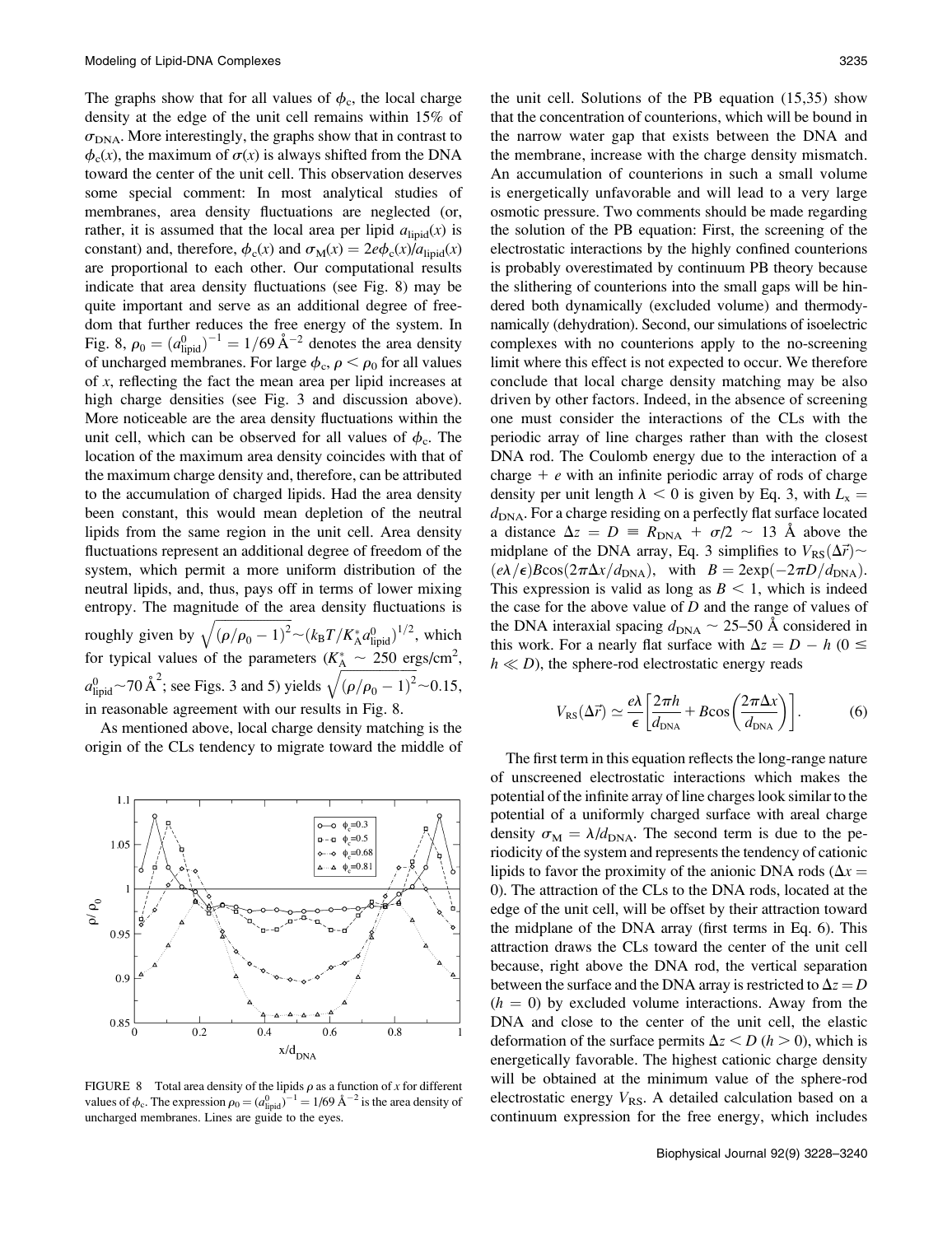The graphs show that for all values of $\phi_c$, the local charge density at the edge of the unit cell remains within 15% of $\sigma_{DNA}$. More interestingly, the graphs show that in contrast to $\phi_c(x)$, the maximum of $\sigma(x)$ is always shifted from the DNA toward the center of the unit cell. This observation deserves some special comment: In most analytical studies of membranes, area density fluctuations are neglected (or, rather, it is assumed that the local area per lipid $a_{lipid}(x)$ is constant) and, therefore, $\phi_c(x)$ and $\sigma_M(x) = 2e\phi_c(x)/a_{lipid}(x)$ are proportional to each other. Our computational results indicate that area density fluctuations (see Fig. 8) may be quite important and serve as an additional degree of freedom that further reduces the free energy of the system. In Fig. 8, $\rho_0 = (a^0_{lipid})^{-1} = 1/69\ \text{Å}^{-2}$ denotes the area density of uncharged membranes. For large $\phi_c$, $\rho < \rho_0$ for all values of $x$, reflecting the fact the mean area per lipid increases at high charge densities (see Fig. 3 and discussion above). More noticeable are the area density fluctuations within the unit cell, which can be observed for all values of $\phi_c$. The location of the maximum area density coincides with that of the maximum charge density and, therefore, can be attributed to the accumulation of charged lipids. Had the area density been constant, this would mean depletion of the neutral lipids from the same region in the unit cell. Area density fluctuations represent an additional degree of freedom of the system, which permit a more uniform distribution of the neutral lipids, and, thus, pays off in terms of lower mixing entropy. The magnitude of the area density fluctuations is roughly given by $\sqrt{(\rho/\rho_0 - 1)^2} \sim (k_BT/K^*_A a^0_{lipid})^{1/2}$, which for typical values of the parameters ($K^*_A \sim 250$ ergs/cm$^2$, $a^0_{lipid} \sim 70\ \text{Å}^2$; see Figs. 3 and 5) yields $\sqrt{(\rho/\rho_0 - 1)^2} \sim 0.15$, in reasonable agreement with our results in Fig. 8.

As mentioned above, local charge density matching is the origin of the CLs tendency to migrate toward the middle of the unit cell. Solutions of the PB equation (15,35) show that the concentration of counterions, which will be bound in the narrow water gap that exists between the DNA and the membrane, increase with the charge density mismatch. An accumulation of counterions in such a small volume is energetically unfavorable and will lead to a very large osmotic pressure. Two comments should be made regarding the solution of the PB equation: First, the screening of the electrostatic interactions by the highly confined counterions is probably overestimated by continuum PB theory because the slithering of counterions into the small gaps will be hindered both dynamically (excluded volume) and thermodynamically (dehydration). Second, our simulations of isoelectric complexes with no counterions apply to the no-screening limit where this effect is not expected to occur. We therefore conclude that local charge density matching may be also driven by other factors. Indeed, in the absence of screening one must consider the interactions of the CLs with the periodic array of line charges rather than with the closest DNA rod. The Coulomb energy due to the interaction of a charge $+e$ with an infinite periodic array of rods of charge density per unit length $\lambda < 0$ is given by Eq. 3, with $L_x = d_{DNA}$. For a charge residing on a perfectly flat surface located a distance $\Delta z = D \equiv R_{DNA} + \sigma/2 \sim 13$ Å above the midplane of the DNA array, Eq. 3 simplifies to $V_{RS}(\Delta\vec{r}) \sim (e\lambda/\epsilon)B\cos(2\pi\Delta x/d_{DNA})$, with $B = 2\exp(-2\pi D/d_{DNA})$. This expression is valid as long as $B < 1$, which is indeed the case for the above value of $D$ and the range of values of the DNA interaxial spacing $d_{DNA} \sim 25$–50 Å considered in this work. For a nearly flat surface with $\Delta z = D - h$ ($0 \leq h \ll D$), the sphere-rod electrostatic energy reads

$$V_{RS}(\Delta\vec{r}) \simeq \frac{e\lambda}{\epsilon}\left[\frac{2\pi h}{d_{DNA}} + B\cos\left(\frac{2\pi\Delta x}{d_{DNA}}\right)\right]. \tag{6}$$

The first term in this equation reflects the long-range nature of unscreened electrostatic interactions which makes the potential of the infinite array of line charges look similar to the potential of a uniformly charged surface with areal charge density $\sigma_M = \lambda/d_{DNA}$. The second term is due to the periodicity of the system and represents the tendency of cationic lipids to favor the proximity of the anionic DNA rods ($\Delta x = 0$). The attraction of the CLs to the DNA rods, located at the edge of the unit cell, will be offset by their attraction toward the midplane of the DNA array (first terms in Eq. 6). This attraction draws the CLs toward the center of the unit cell because, right above the DNA rod, the vertical separation between the surface and the DNA array is restricted to $\Delta z = D$ ($h = 0$) by excluded volume interactions. Away from the DNA and close to the center of the unit cell, the elastic deformation of the surface permits $\Delta z < D$ ($h > 0$), which is energetically favorable. The highest cationic charge density will be obtained at the minimum value of the sphere-rod electrostatic energy $V_{RS}$. A detailed calculation based on a continuum expression for the free energy, which includes

FIGURE 8 Total area density of the lipids $\rho$ as a function of $x$ for different values of $\phi_c$. The expression $\rho_0 = (a^0_{lipid})^{-1} = 1/69\ \text{Å}^{-2}$ is the area density of uncharged membranes. Lines are guide to the eyes.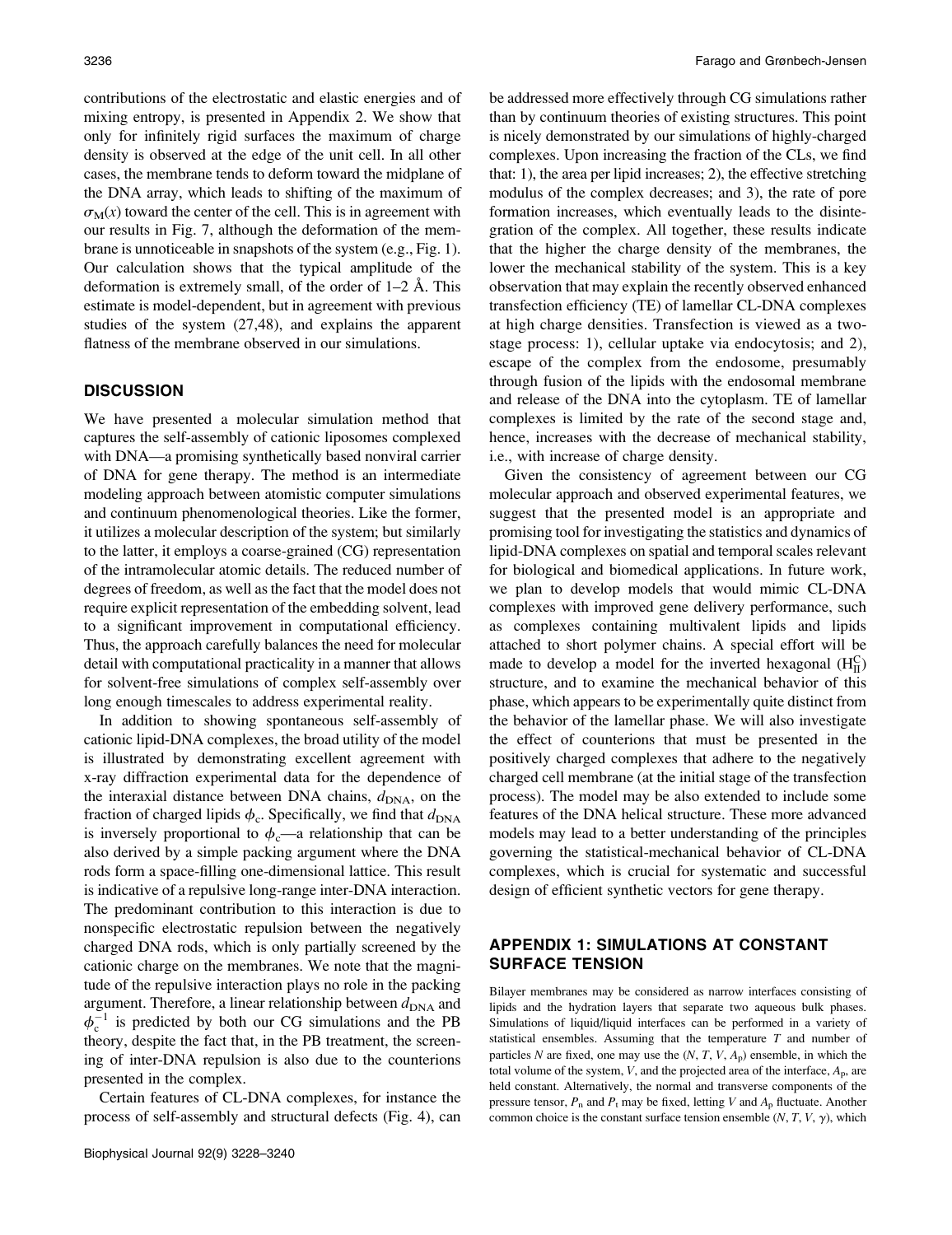contributions of the electrostatic and elastic energies and of mixing entropy, is presented in Appendix 2. We show that only for infinitely rigid surfaces the maximum of charge density is observed at the edge of the unit cell. In all other cases, the membrane tends to deform toward the midplane of the DNA array, which leads to shifting of the maximum of $\sigma_M(x)$ toward the center of the cell. This is in agreement with our results in Fig. 7, although the deformation of the membrane is unnoticeable in snapshots of the system (e.g., Fig. 1). Our calculation shows that the typical amplitude of the deformation is extremely small, of the order of 1–2 Å. This estimate is model-dependent, but in agreement with previous studies of the system (27,48), and explains the apparent flatness of the membrane observed in our simulations.

## DISCUSSION

We have presented a molecular simulation method that captures the self-assembly of cationic liposomes complexed with DNA—a promising synthetically based nonviral carrier of DNA for gene therapy. The method is an intermediate modeling approach between atomistic computer simulations and continuum phenomenological theories. Like the former, it utilizes a molecular description of the system; but similarly to the latter, it employs a coarse-grained (CG) representation of the intramolecular atomic details. The reduced number of degrees of freedom, as well as the fact that the model does not require explicit representation of the embedding solvent, lead to a significant improvement in computational efficiency. Thus, the approach carefully balances the need for molecular detail with computational practicality in a manner that allows for solvent-free simulations of complex self-assembly over long enough timescales to address experimental reality.

In addition to showing spontaneous self-assembly of cationic lipid-DNA complexes, the broad utility of the model is illustrated by demonstrating excellent agreement with x-ray diffraction experimental data for the dependence of the interaxial distance between DNA chains, $d_{DNA}$, on the fraction of charged lipids $\phi_c$. Specifically, we find that $d_{DNA}$ is inversely proportional to $\phi_c$—a relationship that can be also derived by a simple packing argument where the DNA rods form a space-filling one-dimensional lattice. This result is indicative of a repulsive long-range inter-DNA interaction. The predominant contribution to this interaction is due to nonspecific electrostatic repulsion between the negatively charged DNA rods, which is only partially screened by the cationic charge on the membranes. We note that the magnitude of the repulsive interaction plays no role in the packing argument. Therefore, a linear relationship between $d_{DNA}$ and $\phi_c^{-1}$ is predicted by both our CG simulations and the PB theory, despite the fact that, in the PB treatment, the screening of inter-DNA repulsion is also due to the counterions presented in the complex.

Certain features of CL-DNA complexes, for instance the process of self-assembly and structural defects (Fig. 4), can be addressed more effectively through CG simulations rather than by continuum theories of existing structures. This point is nicely demonstrated by our simulations of highly-charged complexes. Upon increasing the fraction of the CLs, we find that: 1), the area per lipid increases; 2), the effective stretching modulus of the complex decreases; and 3), the rate of pore formation increases, which eventually leads to the disintegration of the complex. All together, these results indicate that the higher the charge density of the membranes, the lower the mechanical stability of the system. This is a key observation that may explain the recently observed enhanced transfection efficiency (TE) of lamellar CL-DNA complexes at high charge densities. Transfection is viewed as a two-stage process: 1), cellular uptake via endocytosis; and 2), escape of the complex from the endosome, presumably through fusion of the lipids with the endosomal membrane and release of the DNA into the cytoplasm. TE of lamellar complexes is limited by the rate of the second stage and, hence, increases with the decrease of mechanical stability, i.e., with increase of charge density.

Given the consistency of agreement between our CG molecular approach and observed experimental features, we suggest that the presented model is an appropriate and promising tool for investigating the statistics and dynamics of lipid-DNA complexes on spatial and temporal scales relevant for biological and biomedical applications. In future work, we plan to develop models that would mimic CL-DNA complexes with improved gene delivery performance, such as complexes containing multivalent lipids and lipids attached to short polymer chains. A special effort will be made to develop a model for the inverted hexagonal ($H_{II}^{C}$) structure, and to examine the mechanical behavior of this phase, which appears to be experimentally quite distinct from the behavior of the lamellar phase. We will also investigate the effect of counterions that must be presented in the positively charged complexes that adhere to the negatively charged cell membrane (at the initial stage of the transfection process). The model may be also extended to include some features of the DNA helical structure. These more advanced models may lead to a better understanding of the principles governing the statistical-mechanical behavior of CL-DNA complexes, which is crucial for systematic and successful design of efficient synthetic vectors for gene therapy.

## APPENDIX 1: SIMULATIONS AT CONSTANT SURFACE TENSION

Bilayer membranes may be considered as narrow interfaces consisting of lipids and the hydration layers that separate two aqueous bulk phases. Simulations of liquid/liquid interfaces can be performed in a variety of statistical ensembles. Assuming that the temperature $T$ and number of particles $N$ are fixed, one may use the ($N$, $T$, $V$, $A_p$) ensemble, in which the total volume of the system, $V$, and the projected area of the interface, $A_p$, are held constant. Alternatively, the normal and transverse components of the pressure tensor, $P_n$ and $P_t$ may be fixed, letting $V$ and $A_p$ fluctuate. Another common choice is the constant surface tension ensemble ($N$, $T$, $V$, $\gamma$), which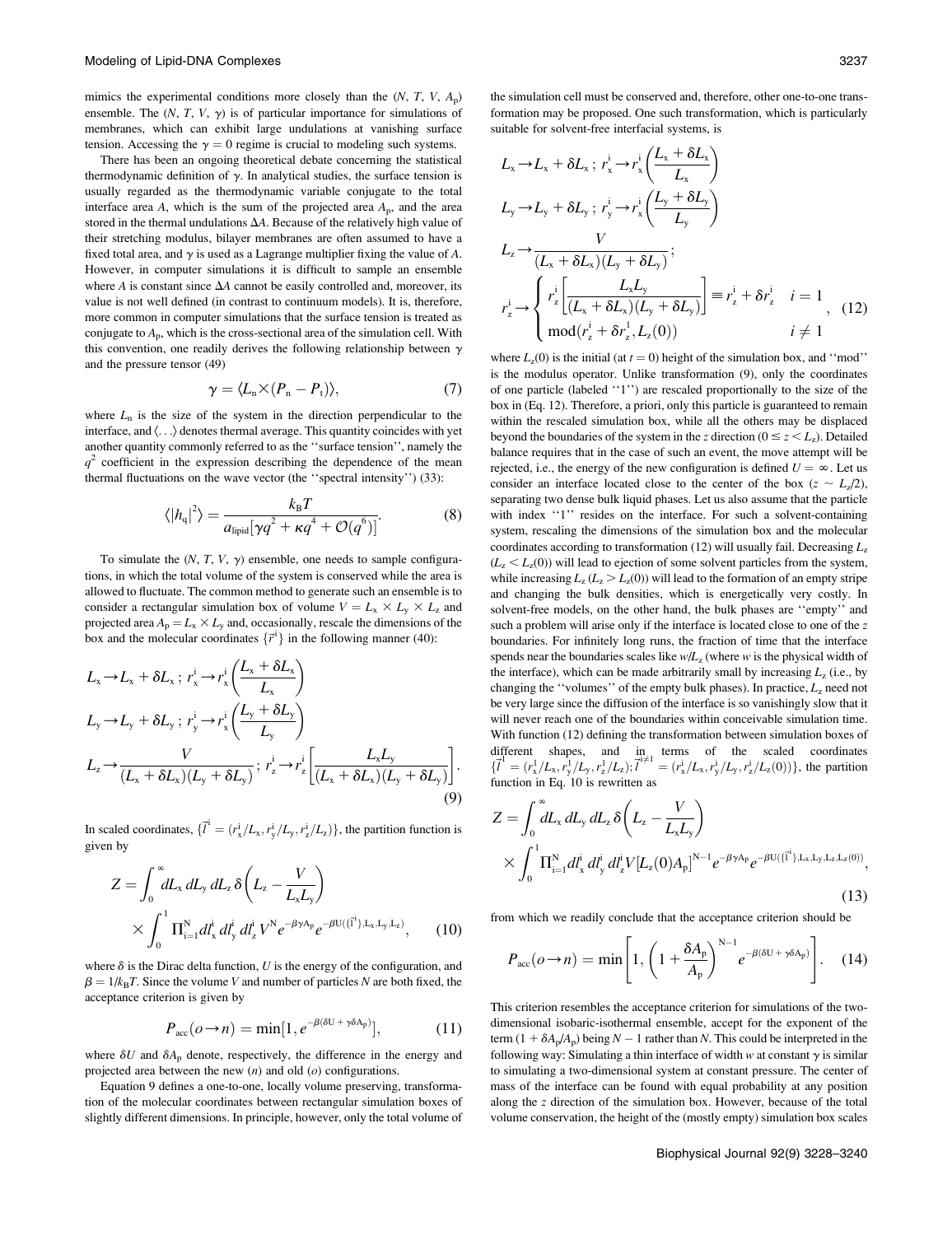mimics the experimental conditions more closely than the ($N$, $T$, $V$, $A_p$) ensemble. The ($N$, $T$, $V$, $\gamma$) is of particular importance for simulations of membranes, which can exhibit large undulations at vanishing surface tension. Accessing the $\gamma = 0$ regime is crucial to modeling such systems.

There has been an ongoing theoretical debate concerning the statistical thermodynamic definition of $\gamma$. In analytical studies, the surface tension is usually regarded as the thermodynamic variable conjugate to the total interface area $A$, which is the sum of the projected area $A_p$, and the area stored in the thermal undulations $\Delta A$. Because of the relatively high value of their stretching modulus, bilayer membranes are often assumed to have a fixed total area, and $\gamma$ is used as a Lagrange multiplier fixing the value of $A$. However, in computer simulations it is difficult to sample an ensemble where $A$ is constant since $\Delta A$ cannot be easily controlled and, moreover, its value is not well defined (in contrast to continuum models). It is, therefore, more common in computer simulations that the surface tension is treated as conjugate to $A_p$, which is the cross-sectional area of the simulation cell. With this convention, one readily derives the following relationship between $\gamma$ and the pressure tensor (49)

$$\gamma = \langle L_n \times (P_n - P_t) \rangle, \tag{7}$$

where $L_n$ is the size of the system in the direction perpendicular to the interface, and $\langle \ldots \rangle$ denotes thermal average. This quantity coincides with yet another quantity commonly referred to as the ''surface tension'', namely the $q^2$ coefficient in the expression describing the dependence of the mean thermal fluctuations on the wave vector (the ''spectral intensity'') (33):

$$\langle |h_q|^2 \rangle = \frac{k_B T}{a_{\text{lipid}}[\gamma q^2 + \kappa q^4 + \mathcal{O}(q^6)]}. \tag{8}$$

To simulate the ($N$, $T$, $V$, $\gamma$) ensemble, one needs to sample configurations, in which the total volume of the system is conserved while the area is allowed to fluctuate. The common method to generate such an ensemble is to consider a rectangular simulation box of volume $V = L_x \times L_y \times L_z$ and projected area $A_p = L_x \times L_y$ and, occasionally, rescale the dimensions of the box and the molecular coordinates $\{\vec{r}^i\}$ in the following manner (40):

$$\begin{aligned}
&L_x \rightarrow L_x + \delta L_x\,;\; r_x^i \rightarrow r_x^i\left(\frac{L_x + \delta L_x}{L_x}\right)\\
&L_y \rightarrow L_y + \delta L_y\,;\; r_y^i \rightarrow r_y^i\left(\frac{L_y + \delta L_y}{L_y}\right)\\
&L_z \rightarrow \frac{V}{(L_x + \delta L_x)(L_y + \delta L_y)}\,;\; r_z^i \rightarrow r_z^i\left[\frac{L_x L_y}{(L_x + \delta L_x)(L_y + \delta L_y)}\right].
\end{aligned} \tag{9}$$

In scaled coordinates, $\{\vec{l}^i = (r_x^i/L_x, r_y^i/L_y, r_z^i/L_z)\}$, the partition function is given by

$$Z = \int_0^\infty dL_x\, dL_y\, dL_z\, \delta\left(L_z - \frac{V}{L_x L_y}\right) \times \int_0^1 \Pi_{i=1}^N dl_x^i\, dl_y^i\, dl_z^i\, V^N e^{-\beta\gamma A_p} e^{-\beta U(\{\vec{l}^i\}, L_x, L_y, L_z)}, \tag{10}$$

where $\delta$ is the Dirac delta function, $U$ is the energy of the configuration, and $\beta = 1/k_B T$. Since the volume $V$ and number of particles $N$ are both fixed, the acceptance criterion is given by

$$P_{\text{acc}}(o \rightarrow n) = \min[1, e^{-\beta(\delta U + \gamma \delta A_p)}], \tag{11}$$

where $\delta U$ and $\delta A_p$ denote, respectively, the difference in the energy and projected area between the new ($n$) and old ($o$) configurations.

Equation 9 defines a one-to-one, locally volume preserving, transformation of the molecular coordinates between rectangular simulation boxes of slightly different dimensions. In principle, however, only the total volume of the simulation cell must be conserved and, therefore, other one-to-one transformation may be proposed. One such transformation, which is particularly suitable for solvent-free interfacial systems, is

$$\begin{aligned}
&L_x \rightarrow L_x + \delta L_x\,;\; r_x^i \rightarrow r_x^i\left(\frac{L_x + \delta L_x}{L_x}\right)\\
&L_y \rightarrow L_y + \delta L_y\,;\; r_y^i \rightarrow r_x^i\left(\frac{L_y + \delta L_y}{L_y}\right)\\
&L_z \rightarrow \frac{V}{(L_x + \delta L_x)(L_y + \delta L_y)}\,;\\
&r_z^i \rightarrow \begin{cases} r_z^i\left[\dfrac{L_x L_y}{(L_x + \delta L_x)(L_y + \delta L_y)}\right] \equiv r_z^i + \delta r_z^i & i = 1\\[2ex] \text{mod}(r_z^i + \delta r_z^1, L_z(0)) & i \neq 1 \end{cases},
\end{aligned} \tag{12}$$

where $L_z(0)$ is the initial (at $t = 0$) height of the simulation box, and ''mod'' is the modulus operator. Unlike transformation (9), only the coordinates of one particle (labeled ''1'') are rescaled proportionally to the size of the box in (Eq. 12). Therefore, a priori, only this particle is guaranteed to remain within the rescaled simulation box, while all the others may be displaced beyond the boundaries of the system in the $z$ direction ($0 \leq z < L_z$). Detailed balance requires that in the case of such an event, the move attempt will be rejected, i.e., the energy of the new configuration is defined $U = \infty$. Let us consider an interface located close to the center of the box ($z \sim L_z/2$), separating two dense bulk liquid phases. Let us also assume that the particle with index ''1'' resides on the interface. For such a solvent-containing system, rescaling the dimensions of the simulation box and the molecular coordinates according to transformation (12) will usually fail. Decreasing $L_z$ ($L_z < L_z(0)$) will lead to ejection of some solvent particles from the system, while increasing $L_z$ ($L_z > L_z(0)$) will lead to the formation of an empty stripe and changing the bulk densities, which is energetically very costly. In solvent-free models, on the other hand, the bulk phases are ''empty'' and such a problem will arise only if the interface is located close to one of the $z$ boundaries. For infinitely long runs, the fraction of time that the interface spends near the boundaries scales like $w/L_z$ (where $w$ is the physical width of the interface), which can be made arbitrarily small by increasing $L_z$ (i.e., by changing the ''volumes'' of the empty bulk phases). In practice, $L_z$ need not be very large since the diffusion of the interface is so vanishingly slow that it will never reach one of the boundaries within conceivable simulation time. With function (12) defining the transformation between simulation boxes of different shapes, and in terms of the scaled coordinates $\{\vec{l}^1 = (r_x^1/L_x, r_y^1/L_y, r_z^1/L_z); \vec{l}^{i \neq 1} = (r_x^i/L_x, r_y^i/L_y, r_z^i/L_z(0))\}$, the partition function in Eq. 10 is rewritten as

$$Z = \int_0^\infty dL_x\, dL_y\, dL_z\, \delta\left(L_z - \frac{V}{L_x L_y}\right) \times \int_0^1 \Pi_{i=1}^N dl_x^i\, dl_y^i\, dl_z^i\, V[L_z(0) A_p]^{N-1} e^{-\beta\gamma A_p} e^{-\beta U(\{\vec{l}^i\}, L_x, L_y, L_z, L_z(0))}, \tag{13}$$

from which we readily conclude that the acceptance criterion should be

$$P_{\text{acc}}(o \rightarrow n) = \min\left[1, \left(1 + \frac{\delta A_p}{A_p}\right)^{N-1} e^{-\beta(\delta U + \gamma \delta A_p)}\right]. \tag{14}$$

This criterion resembles the acceptance criterion for simulations of the two-dimensional isobaric-isothermal ensemble, accept for the exponent of the term $(1 + \delta A_p/A_p)$ being $N - 1$ rather than $N$. This could be interpreted in the following way: Simulating a thin interface of width $w$ at constant $\gamma$ is similar to simulating a two-dimensional system at constant pressure. The center of mass of the interface can be found with equal probability at any position along the $z$ direction of the simulation box. However, because of the total volume conservation, the height of the (mostly empty) simulation box scales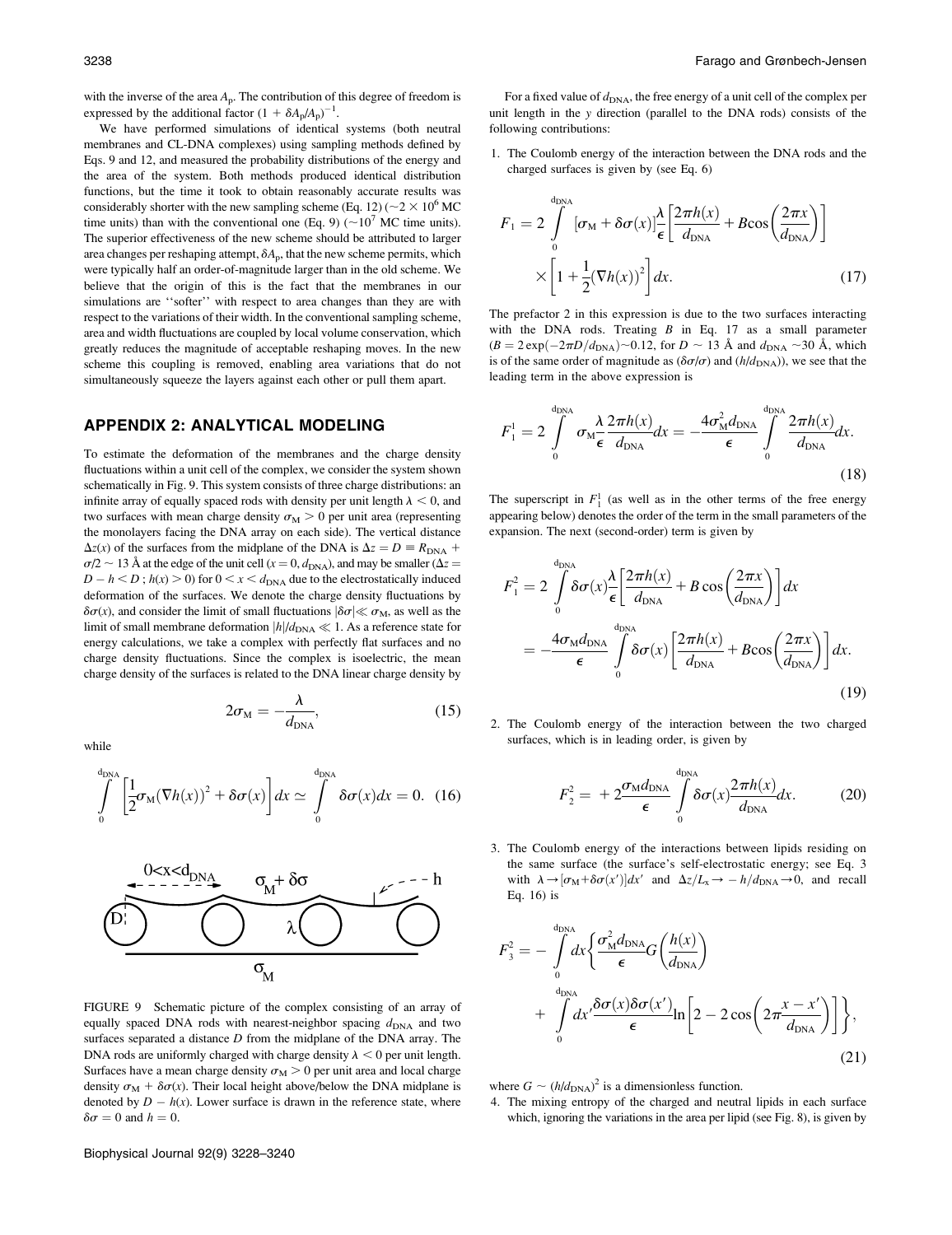with the inverse of the area $A_p$. The contribution of this degree of freedom is expressed by the additional factor $(1 + \delta A_p/A_p)^{-1}$.

We have performed simulations of identical systems (both neutral membranes and CL-DNA complexes) using sampling methods defined by Eqs. 9 and 12, and measured the probability distributions of the energy and the area of the system. Both methods produced identical distribution functions, but the time it took to obtain reasonably accurate results was considerably shorter with the new sampling scheme (Eq. 12) ($\sim 2 \times 10^6$ MC time units) than with the conventional one (Eq. 9) ($\sim 10^7$ MC time units). The superior effectiveness of the new scheme should be attributed to larger area changes per reshaping attempt, $\delta A_p$, that the new scheme permits, which were typically half an order-of-magnitude larger than in the old scheme. We believe that the origin of this is the fact that the membranes in our simulations are "softer" with respect to area changes than they are with respect to the variations of their width. In the conventional sampling scheme, area and width fluctuations are coupled by local volume conservation, which greatly reduces the magnitude of acceptable reshaping moves. In the new scheme this coupling is removed, enabling area variations that do not simultaneously squeeze the layers against each other or pull them apart.

## APPENDIX 2: ANALYTICAL MODELING

To estimate the deformation of the membranes and the charge density fluctuations within a unit cell of the complex, we consider the system shown schematically in Fig. 9. This system consists of three charge distributions: an infinite array of equally spaced rods with density per unit length $\lambda < 0$, and two surfaces with mean charge density $\sigma_M > 0$ per unit area (representing the monolayers facing the DNA array on each side). The vertical distance $\Delta z(x)$ of the surfaces from the midplane of the DNA is $\Delta z = D \equiv R_{\rm DNA} + \sigma/2 \sim 13$ Å at the edge of the unit cell ($x = 0, d_{\rm DNA}$), and may be smaller ($\Delta z = D - h < D$ ; $h(x) > 0$) for $0 < x < d_{\rm DNA}$ due to the electrostatically induced deformation of the surfaces. We denote the charge density fluctuations by $\delta\sigma(x)$, and consider the limit of small fluctuations $|\delta\sigma| \ll \sigma_M$, as well as the limit of small membrane deformation $|h|/d_{\rm DNA} \ll 1$. As a reference state for energy calculations, we take a complex with perfectly flat surfaces and no charge density fluctuations. Since the complex is isoelectric, the mean charge density of the surfaces is related to the DNA linear charge density by

$$2\sigma_M = -\frac{\lambda}{d_{\rm DNA}}, \tag{15}$$

while

$$\int_0^{d_{\rm DNA}} \left[\frac{1}{2}\sigma_M(\nabla h(x))^2 + \delta\sigma(x)\right]dx \simeq \int_0^{d_{\rm DNA}} \delta\sigma(x)dx = 0. \tag{16}$$

FIGURE 9 Schematic picture of the complex consisting of an array of equally spaced DNA rods with nearest-neighbor spacing $d_{\rm DNA}$ and two surfaces separated a distance $D$ from the midplane of the DNA array. The DNA rods are uniformly charged with charge density $\lambda < 0$ per unit length. Surfaces have a mean charge density $\sigma_M > 0$ per unit area and local charge density $\sigma_M + \delta\sigma(x)$. Their local height above/below the DNA midplane is denoted by $D - h(x)$. Lower surface is drawn in the reference state, where $\delta\sigma = 0$ and $h = 0$.

For a fixed value of $d_{\rm DNA}$, the free energy of a unit cell of the complex per unit length in the $y$ direction (parallel to the DNA rods) consists of the following contributions:

1. The Coulomb energy of the interaction between the DNA rods and the charged surfaces is given by (see Eq. 6)

$$F_1 = 2\int_0^{d_{\rm DNA}} [\sigma_M + \delta\sigma(x)]\frac{\lambda}{\epsilon}\left[\frac{2\pi h(x)}{d_{\rm DNA}} + B\cos\left(\frac{2\pi x}{d_{\rm DNA}}\right)\right] \times \left[1 + \frac{1}{2}(\nabla h(x))^2\right]dx. \tag{17}$$

The prefactor 2 in this expression is due to the two surfaces interacting with the DNA rods. Treating $B$ in Eq. 17 as a small parameter ($B = 2\exp(-2\pi D/d_{\rm DNA}) \sim 0.12$, for $D \sim 13$ Å and $d_{\rm DNA} \sim 30$ Å, which is of the same order of magnitude as $(\delta\sigma/\sigma)$ and $(h/d_{\rm DNA})$), we see that the leading term in the above expression is

$$F_1^1 = 2\int_0^{d_{\rm DNA}} \sigma_M\frac{\lambda}{\epsilon}\frac{2\pi h(x)}{d_{\rm DNA}}dx = -\frac{4\sigma_M^2 d_{\rm DNA}}{\epsilon}\int_0^{d_{\rm DNA}} \frac{2\pi h(x)}{d_{\rm DNA}}dx. \tag{18}$$

The superscript in $F_1^1$ (as well as in the other terms of the free energy appearing below) denotes the order of the term in the small parameters of the expansion. The next (second-order) term is given by

$$\begin{aligned} F_1^2 &= 2\int_0^{d_{\rm DNA}} \delta\sigma(x)\frac{\lambda}{\epsilon}\left[\frac{2\pi h(x)}{d_{\rm DNA}} + B\cos\left(\frac{2\pi x}{d_{\rm DNA}}\right)\right]dx \\ &= -\frac{4\sigma_M d_{\rm DNA}}{\epsilon}\int_0^{d_{\rm DNA}} \delta\sigma(x)\left[\frac{2\pi h(x)}{d_{\rm DNA}} + B\cos\left(\frac{2\pi x}{d_{\rm DNA}}\right)\right]dx. \end{aligned} \tag{19}$$

2. The Coulomb energy of the interaction between the two charged surfaces, which is in leading order, is given by

$$F_2^2 = +2\frac{\sigma_M d_{\rm DNA}}{\epsilon}\int_0^{d_{\rm DNA}} \delta\sigma(x)\frac{2\pi h(x)}{d_{\rm DNA}}dx. \tag{20}$$

3. The Coulomb energy of the interactions between lipids residing on the same surface (the surface's self-electrostatic energy; see Eq. 3 with $\lambda \to [\sigma_M + \delta\sigma(x')]dx'$ and $\Delta z/L_x \to -h/d_{\rm DNA} \to 0$, and recall Eq. 16) is

$$F_3^2 = -\int_0^{d_{\rm DNA}} dx\left\{\frac{\sigma_M^2 d_{\rm DNA}}{\epsilon}G\left(\frac{h(x)}{d_{\rm DNA}}\right) + \int_0^{d_{\rm DNA}} dx'\frac{\delta\sigma(x)\delta\sigma(x')}{\epsilon}\ln\left[2 - 2\cos\left(2\pi\frac{x - x'}{d_{\rm DNA}}\right)\right]\right\}, \tag{21}$$

where $G \sim (h/d_{\rm DNA})^2$ is a dimensionless function.

4. The mixing entropy of the charged and neutral lipids in each surface which, ignoring the variations in the area per lipid (see Fig. 8), is given by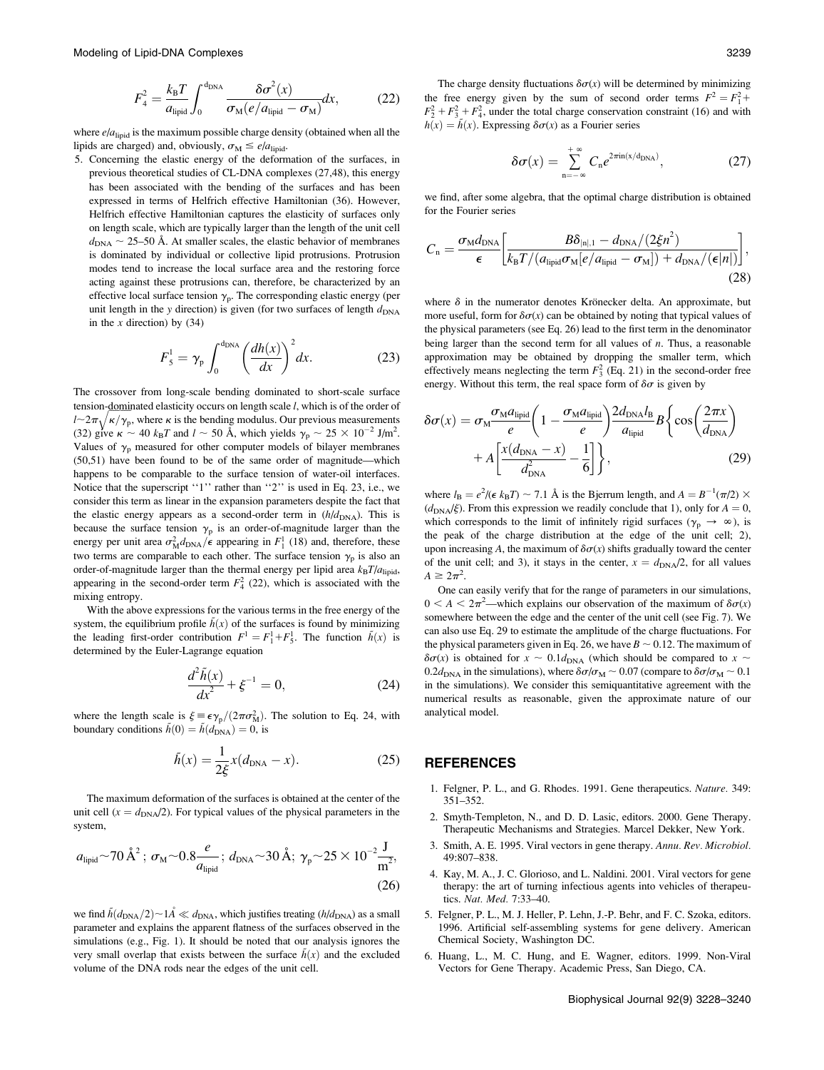$$F_4^2 = \frac{k_B T}{a_{\text{lipid}}} \int_0^{d_{\text{DNA}}} \frac{\delta\sigma^2(x)}{\sigma_M(e/a_{\text{lipid}} - \sigma_M)} dx, \tag{22}$$

where $e/a_{\text{lipid}}$ is the maximum possible charge density (obtained when all the lipids are charged) and, obviously, $\sigma_M \leq e/a_{\text{lipid}}$.

5. Concerning the elastic energy of the deformation of the surfaces, in previous theoretical studies of CL-DNA complexes (27,48), this energy has been associated with the bending of the surfaces and has been expressed in terms of Helfrich effective Hamiltonian (36). However, Helfrich effective Hamiltonian captures the elasticity of surfaces only on length scale, which are typically larger than the length of the unit cell $d_{\text{DNA}} \sim 25$–50 Å. At smaller scales, the elastic behavior of membranes is dominated by individual or collective lipid protrusions. Protrusion modes tend to increase the local surface area and the restoring force acting against these protrusions can, therefore, be characterized by an effective local surface tension $\gamma_p$. The corresponding elastic energy (per unit length in the $y$ direction) is given (for two surfaces of length $d_{\text{DNA}}$ in the $x$ direction) by (34)

$$F_5^1 = \gamma_p \int_0^{d_{\text{DNA}}} \left(\frac{dh(x)}{dx}\right)^2 dx. \tag{23}$$

The crossover from long-scale bending dominated to short-scale surface tension-dominated elasticity occurs on length scale $l$, which is of the order of $l \sim 2\pi\sqrt{\kappa/\gamma_p}$, where $\kappa$ is the bending modulus. Our previous measurements (32) give $\kappa \sim 40\ k_B T$ and $l \sim 50$ Å, which yields $\gamma_p \sim 25 \times 10^{-2}$ J/m$^2$. Values of $\gamma_p$ measured for other computer models of bilayer membranes (50,51) have been found to be of the same order of magnitude—which happens to be comparable to the surface tension of water-oil interfaces. Notice that the superscript "1" rather than "2" is used in Eq. 23, i.e., we consider this term as linear in the expansion parameters despite the fact that the elastic energy appears as a second-order term in $(h/d_{\text{DNA}})$. This is because the surface tension $\gamma_p$ is an order-of-magnitude larger than the energy per unit area $\sigma_M^2 d_{\text{DNA}}/\epsilon$ appearing in $F_1^1$ (18) and, therefore, these two terms are comparable to each other. The surface tension $\gamma_p$ is also an order-of-magnitude larger than the thermal energy per lipid area $k_B T/a_{\text{lipid}}$, appearing in the second-order term $F_4^2$ (22), which is associated with the mixing entropy.

With the above expressions for the various terms in the free energy of the system, the equilibrium profile $\bar{h}(x)$ of the surfaces is found by minimizing the leading first-order contribution $F^1 = F_1^1 + F_5^1$. The function $\bar{h}(x)$ is determined by the Euler-Lagrange equation

$$\frac{d^2\bar{h}(x)}{dx^2} + \xi^{-1} = 0, \tag{24}$$

where the length scale is $\xi \equiv \epsilon\gamma_p/(2\pi\sigma_M^2)$. The solution to Eq. 24, with boundary conditions $\bar{h}(0) = \bar{h}(d_{\text{DNA}}) = 0$, is

$$\bar{h}(x) = \frac{1}{2\xi} x(d_{\text{DNA}} - x). \tag{25}$$

The maximum deformation of the surfaces is obtained at the center of the unit cell ($x = d_{\text{DNA}}/2$). For typical values of the physical parameters in the system,

$$a_{\text{lipid}} \sim 70\ \text{Å}^2;\ \sigma_M \sim 0.8\frac{e}{a_{\text{lipid}}};\ d_{\text{DNA}} \sim 30\ \text{Å};\ \gamma_p \sim 25 \times 10^{-2}\frac{\text{J}}{\text{m}^2}, \tag{26}$$

we find $\bar{h}(d_{\text{DNA}}/2) \sim 1\text{Å} \ll d_{\text{DNA}}$, which justifies treating $(h/d_{\text{DNA}})$ as a small parameter and explains the apparent flatness of the surfaces observed in the simulations (e.g., Fig. 1). It should be noted that our analysis ignores the very small overlap that exists between the surface $\bar{h}(x)$ and the excluded volume of the DNA rods near the edges of the unit cell.

The charge density fluctuations $\delta\sigma(x)$ will be determined by minimizing the free energy given by the sum of second order terms $F^2 = F_1^2 + F_2^2 + F_3^2 + F_4^2$, under the total charge conservation constraint (16) and with $h(x) = \bar{h}(x)$. Expressing $\delta\sigma(x)$ as a Fourier series

$$\delta\sigma(x) = \sum_{n=-\infty}^{+\infty} C_n e^{2\pi i n(x/d_{\text{DNA}})}, \tag{27}$$

we find, after some algebra, that the optimal charge distribution is obtained for the Fourier series

$$C_n = \frac{\sigma_M d_{\text{DNA}}}{\epsilon}\left[\frac{B\delta_{|n|,1} - d_{\text{DNA}}/(2\xi n^2)}{k_B T/(a_{\text{lipid}}\sigma_M[e/a_{\text{lipid}} - \sigma_M]) + d_{\text{DNA}}/(\epsilon|n|)}\right], \tag{28}$$

where $\delta$ in the numerator denotes Krönecker delta. An approximate, but more useful, form for $\delta\sigma(x)$ can be obtained by noting that typical values of the physical parameters (see Eq. 26) lead to the first term in the denominator being larger than the second term for all values of $n$. Thus, a reasonable approximation may be obtained by dropping the smaller term, which effectively means neglecting the term $F_3^2$ (Eq. 21) in the second-order free energy. Without this term, the real space form of $\delta\sigma$ is given by

$$\delta\sigma(x) = \sigma_M\frac{\sigma_M a_{\text{lipid}}}{e}\left(1 - \frac{\sigma_M a_{\text{lipid}}}{e}\right)\frac{2d_{\text{DNA}} l_B}{a_{\text{lipid}}} B\left\{\cos\left(\frac{2\pi x}{d_{\text{DNA}}}\right) + A\left[\frac{x(d_{\text{DNA}} - x)}{d_{\text{DNA}}^2} - \frac{1}{6}\right]\right\}, \tag{29}$$

where $l_B = e^2/(\epsilon\, k_B T) \sim 7.1$ Å is the Bjerrum length, and $A = B^{-1}(\pi/2) \times (d_{\text{DNA}}/\xi)$. From this expression we readily conclude that 1), only for $A = 0$, which corresponds to the limit of infinitely rigid surfaces ($\gamma_p \to \infty$), is the peak of the charge distribution at the edge of the unit cell; 2), upon increasing $A$, the maximum of $\delta\sigma(x)$ shifts gradually toward the center of the unit cell; and 3), it stays in the center, $x = d_{\text{DNA}}/2$, for all values $A \geq 2\pi^2$.

One can easily verify that for the range of parameters in our simulations, $0 < A < 2\pi^2$—which explains our observation of the maximum of $\delta\sigma(x)$ somewhere between the edge and the center of the unit cell (see Fig. 7). We can also use Eq. 29 to estimate the amplitude of the charge fluctuations. For the physical parameters given in Eq. 26, we have $B \sim 0.12$. The maximum of $\delta\sigma(x)$ is obtained for $x \sim 0.1 d_{\text{DNA}}$ (which should be compared to $x \sim 0.2 d_{\text{DNA}}$ in the simulations), where $\delta\sigma/\sigma_M \sim 0.07$ (compare to $\delta\sigma/\sigma_M \sim 0.1$ in the simulations). We consider this semiquantitative agreement with the numerical results as reasonable, given the approximate nature of our analytical model.

## REFERENCES

1. Felgner, P. L., and G. Rhodes. 1991. Gene therapeutics. *Nature.* 349: 351–352.
2. Smyth-Templeton, N., and D. D. Lasic, editors. 2000. Gene Therapy. Therapeutic Mechanisms and Strategies. Marcel Dekker, New York.
3. Smith, A. E. 1995. Viral vectors in gene therapy. *Annu. Rev. Microbiol.* 49:807–838.
4. Kay, M. A., J. C. Glorioso, and L. Naldini. 2001. Viral vectors for gene therapy: the art of turning infectious agents into vehicles of therapeutics. *Nat. Med.* 7:33–40.
5. Felgner, P. L., M. J. Heller, P. Lehn, J.-P. Behr, and F. C. Szoka, editors. 1996. Artificial self-assembling systems for gene delivery. American Chemical Society, Washington DC.
6. Huang, L., M. C. Hung, and E. Wagner, editors. 1999. Non-Viral Vectors for Gene Therapy. Academic Press, San Diego, CA.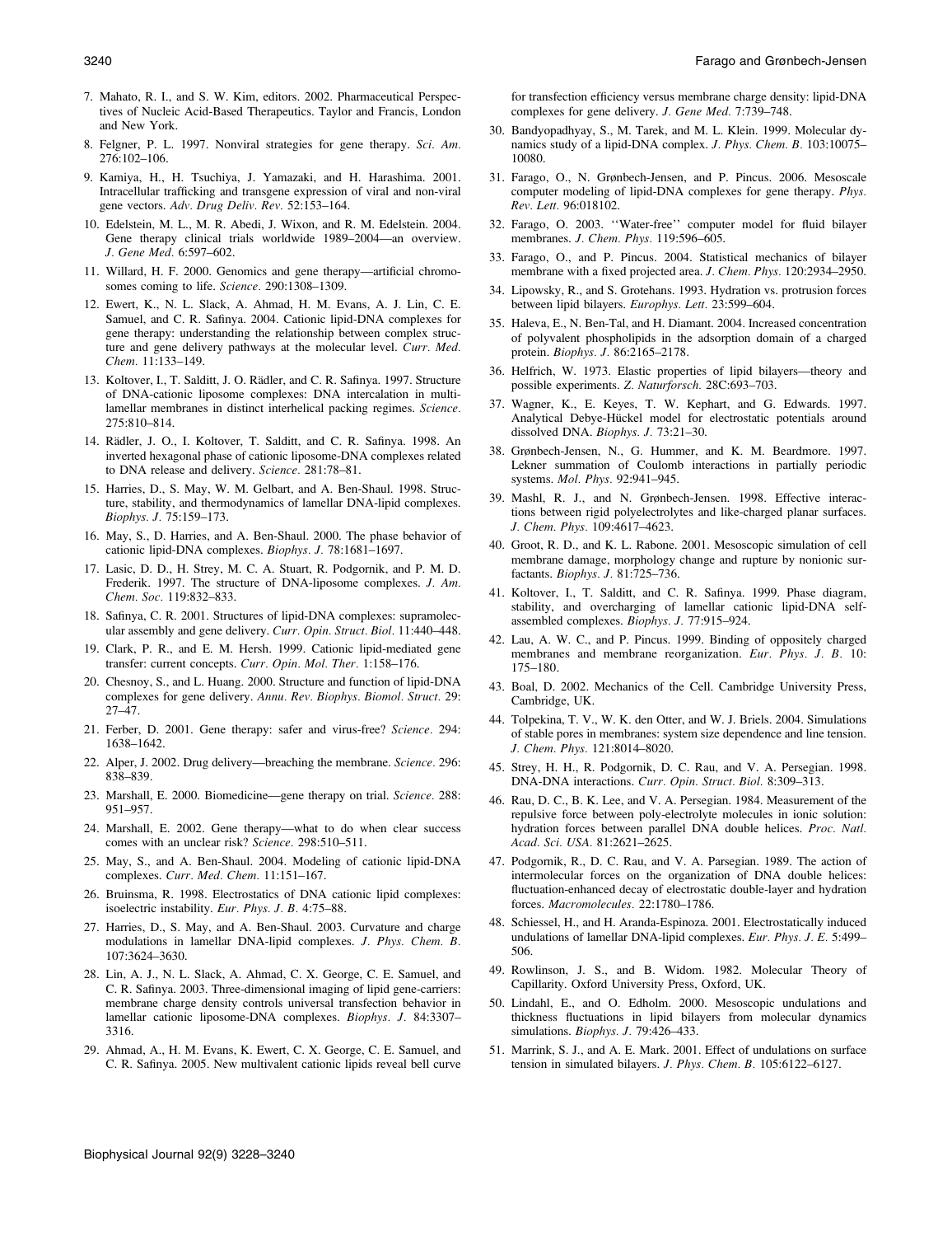7. Mahato, R. I., and S. W. Kim, editors. 2002. Pharmaceutical Perspectives of Nucleic Acid-Based Therapeutics. Taylor and Francis, London and New York.
8. Felgner, P. L. 1997. Nonviral strategies for gene therapy. *Sci. Am.* 276:102–106.
9. Kamiya, H., H. Tsuchiya, J. Yamazaki, and H. Harashima. 2001. Intracellular trafficking and transgene expression of viral and non-viral gene vectors. *Adv. Drug Deliv. Rev.* 52:153–164.
10. Edelstein, M. L., M. R. Abedi, J. Wixon, and R. M. Edelstein. 2004. Gene therapy clinical trials worldwide 1989–2004—an overview. *J. Gene Med.* 6:597–602.
11. Willard, H. F. 2000. Genomics and gene therapy—artificial chromosomes coming to life. *Science.* 290:1308–1309.
12. Ewert, K., N. L. Slack, A. Ahmad, H. M. Evans, A. J. Lin, C. E. Samuel, and C. R. Safinya. 2004. Cationic lipid-DNA complexes for gene therapy: understanding the relationship between complex structure and gene delivery pathways at the molecular level. *Curr. Med. Chem.* 11:133–149.
13. Koltover, I., T. Salditt, J. O. Rädler, and C. R. Safinya. 1997. Structure of DNA-cationic liposome complexes: DNA intercalation in multilamellar membranes in distinct interhelical packing regimes. *Science.* 275:810–814.
14. Rädler, J. O., I. Koltover, T. Salditt, and C. R. Safinya. 1998. An inverted hexagonal phase of cationic liposome-DNA complexes related to DNA release and delivery. *Science.* 281:78–81.
15. Harries, D., S. May, W. M. Gelbart, and A. Ben-Shaul. 1998. Structure, stability, and thermodynamics of lamellar DNA-lipid complexes. *Biophys. J.* 75:159–173.
16. May, S., D. Harries, and A. Ben-Shaul. 2000. The phase behavior of cationic lipid-DNA complexes. *Biophys. J.* 78:1681–1697.
17. Lasic, D. D., H. Strey, M. C. A. Stuart, R. Podgornik, and P. M. D. Frederik. 1997. The structure of DNA-liposome complexes. *J. Am. Chem. Soc.* 119:832–833.
18. Safinya, C. R. 2001. Structures of lipid-DNA complexes: supramolecular assembly and gene delivery. *Curr. Opin. Struct. Biol.* 11:440–448.
19. Clark, P. R., and E. M. Hersh. 1999. Cationic lipid-mediated gene transfer: current concepts. *Curr. Opin. Mol. Ther.* 1:158–176.
20. Chesnoy, S., and L. Huang. 2000. Structure and function of lipid-DNA complexes for gene delivery. *Annu. Rev. Biophys. Biomol. Struct.* 29: 27–47.
21. Ferber, D. 2001. Gene therapy: safer and virus-free? *Science.* 294: 1638–1642.
22. Alper, J. 2002. Drug delivery—breaching the membrane. *Science.* 296: 838–839.
23. Marshall, E. 2000. Biomedicine—gene therapy on trial. *Science.* 288: 951–957.
24. Marshall, E. 2002. Gene therapy—what to do when clear success comes with an unclear risk? *Science.* 298:510–511.
25. May, S., and A. Ben-Shaul. 2004. Modeling of cationic lipid-DNA complexes. *Curr. Med. Chem.* 11:151–167.
26. Bruinsma, R. 1998. Electrostatics of DNA cationic lipid complexes: isoelectric instability. *Eur. Phys. J. B.* 4:75–88.
27. Harries, D., S. May, and A. Ben-Shaul. 2003. Curvature and charge modulations in lamellar DNA-lipid complexes. *J. Phys. Chem. B.* 107:3624–3630.
28. Lin, A. J., N. L. Slack, A. Ahmad, C. X. George, C. E. Samuel, and C. R. Safinya. 2003. Three-dimensional imaging of lipid gene-carriers: membrane charge density controls universal transfection behavior in lamellar cationic liposome-DNA complexes. *Biophys. J.* 84:3307–3316.
29. Ahmad, A., H. M. Evans, K. Ewert, C. X. George, C. E. Samuel, and C. R. Safinya. 2005. New multivalent cationic lipids reveal bell curve for transfection efficiency versus membrane charge density: lipid-DNA complexes for gene delivery. *J. Gene Med.* 7:739–748.
30. Bandyopadhyay, S., M. Tarek, and M. L. Klein. 1999. Molecular dynamics study of a lipid-DNA complex. *J. Phys. Chem. B.* 103:10075–10080.
31. Farago, O., N. Grønbech-Jensen, and P. Pincus. 2006. Mesoscale computer modeling of lipid-DNA complexes for gene therapy. *Phys. Rev. Lett.* 96:018102.
32. Farago, O. 2003. ''Water-free'' computer model for fluid bilayer membranes. *J. Chem. Phys.* 119:596–605.
33. Farago, O., and P. Pincus. 2004. Statistical mechanics of bilayer membrane with a fixed projected area. *J. Chem. Phys.* 120:2934–2950.
34. Lipowsky, R., and S. Grotehans. 1993. Hydration vs. protrusion forces between lipid bilayers. *Europhys. Lett.* 23:599–604.
35. Haleva, E., N. Ben-Tal, and H. Diamant. 2004. Increased concentration of polyvalent phospholipids in the adsorption domain of a charged protein. *Biophys. J.* 86:2165–2178.
36. Helfrich, W. 1973. Elastic properties of lipid bilayers—theory and possible experiments. *Z. Naturforsch.* 28C:693–703.
37. Wagner, K., E. Keyes, T. W. Kephart, and G. Edwards. 1997. Analytical Debye-Hückel model for electrostatic potentials around dissolved DNA. *Biophys. J.* 73:21–30.
38. Grønbech-Jensen, N., G. Hummer, and K. M. Beardmore. 1997. Lekner summation of Coulomb interactions in partially periodic systems. *Mol. Phys.* 92:941–945.
39. Mashl, R. J., and N. Grønbech-Jensen. 1998. Effective interactions between rigid polyelectrolytes and like-charged planar surfaces. *J. Chem. Phys.* 109:4617–4623.
40. Groot, R. D., and K. L. Rabone. 2001. Mesoscopic simulation of cell membrane damage, morphology change and rupture by nonionic surfactants. *Biophys. J.* 81:725–736.
41. Koltover, I., T. Salditt, and C. R. Safinya. 1999. Phase diagram, stability, and overcharging of lamellar cationic lipid-DNA self-assembled complexes. *Biophys. J.* 77:915–924.
42. Lau, A. W. C., and P. Pincus. 1999. Binding of oppositely charged membranes and membrane reorganization. *Eur. Phys. J. B.* 10: 175–180.
43. Boal, D. 2002. Mechanics of the Cell. Cambridge University Press, Cambridge, UK.
44. Tolpekina, T. V., W. K. den Otter, and W. J. Briels. 2004. Simulations of stable pores in membranes: system size dependence and line tension. *J. Chem. Phys.* 121:8014–8020.
45. Strey, H. H., R. Podgornik, D. C. Rau, and V. A. Persegian. 1998. DNA-DNA interactions. *Curr. Opin. Struct. Biol.* 8:309–313.
46. Rau, D. C., B. K. Lee, and V. A. Persegian. 1984. Measurement of the repulsive force between poly-electrolyte molecules in ionic solution: hydration forces between parallel DNA double helices. *Proc. Natl. Acad. Sci. USA.* 81:2621–2625.
47. Podgornik, R., D. C. Rau, and V. A. Parsegian. 1989. The action of intermolecular forces on the organization of DNA double helices: fluctuation-enhanced decay of electrostatic double-layer and hydration forces. *Macromolecules.* 22:1780–1786.
48. Schiessel, H., and H. Aranda-Espinoza. 2001. Electrostatically induced undulations of lamellar DNA-lipid complexes. *Eur. Phys. J. E.* 5:499–506.
49. Rowlinson, J. S., and B. Widom. 1982. Molecular Theory of Capillarity. Oxford University Press, Oxford, UK.
50. Lindahl, E., and O. Edholm. 2000. Mesoscopic undulations and thickness fluctuations in lipid bilayers from molecular dynamics simulations. *Biophys. J.* 79:426–433.
51. Marrink, S. J., and A. E. Mark. 2001. Effect of undulations on surface tension in simulated bilayers. *J. Phys. Chem. B.* 105:6122–6127.